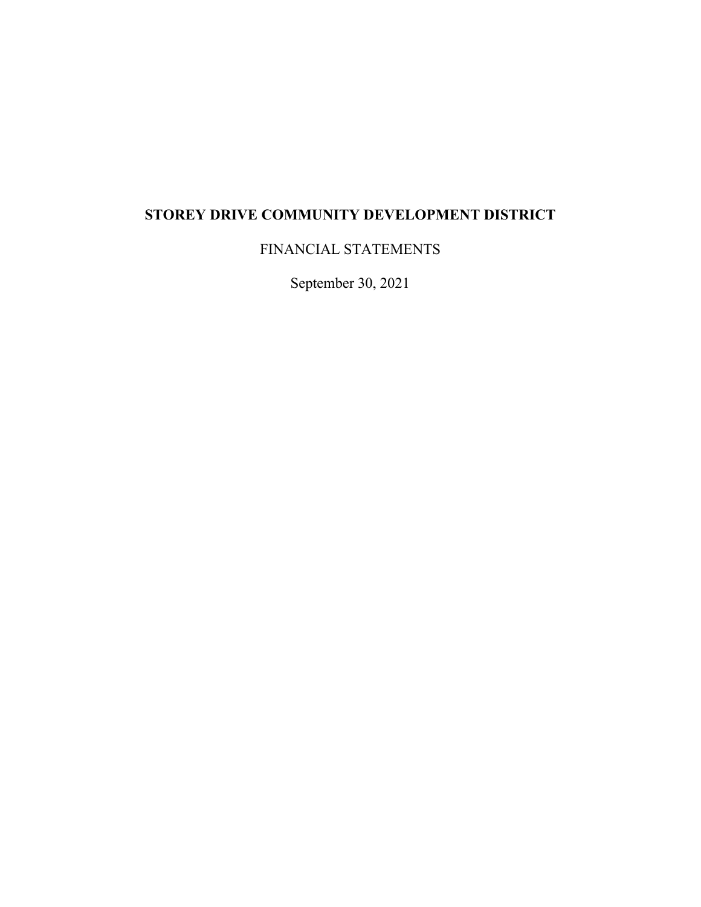# STOREY DRIVE COMMUNITY DEVELOPMENT DISTRICT

FINANCIAL STATEMENTS

September 30, 2021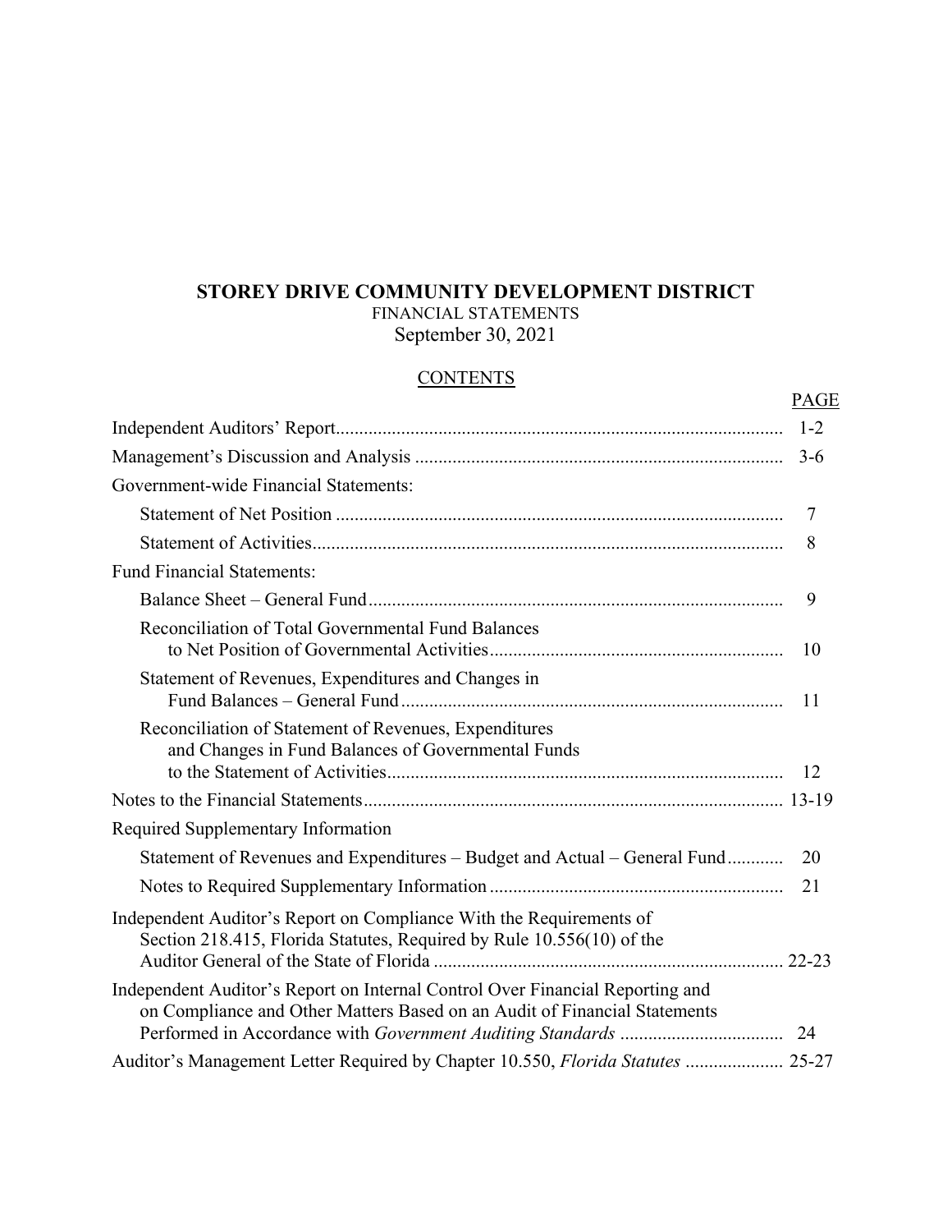# STOREY DRIVE COMMUNITY DEVELOPMENT DISTRICT

FINANCIAL STATEMENTS

September 30, 2021

## CONTENTS

| | PAGE |
|---|---|
| Independent Auditors' Report | 1-2 |
| Management's Discussion and Analysis | 3-6 |
| Government-wide Financial Statements: | |
| Statement of Net Position | 7 |
| Statement of Activities | 8 |
| Fund Financial Statements: | |
| Balance Sheet – General Fund | 9 |
| Reconciliation of Total Governmental Fund Balances to Net Position of Governmental Activities | 10 |
| Statement of Revenues, Expenditures and Changes in Fund Balances – General Fund | 11 |
| Reconciliation of Statement of Revenues, Expenditures and Changes in Fund Balances of Governmental Funds to the Statement of Activities | 12 |
| Notes to the Financial Statements | 13-19 |
| Required Supplementary Information | |
| Statement of Revenues and Expenditures – Budget and Actual – General Fund | 20 |
| Notes to Required Supplementary Information | 21 |
| Independent Auditor's Report on Compliance With the Requirements of Section 218.415, Florida Statutes, Required by Rule 10.556(10) of the Auditor General of the State of Florida | 22-23 |
| Independent Auditor's Report on Internal Control Over Financial Reporting and on Compliance and Other Matters Based on an Audit of Financial Statements Performed in Accordance with *Government Auditing Standards* | 24 |
| Auditor's Management Letter Required by Chapter 10.550, *Florida Statutes* | 25-27 |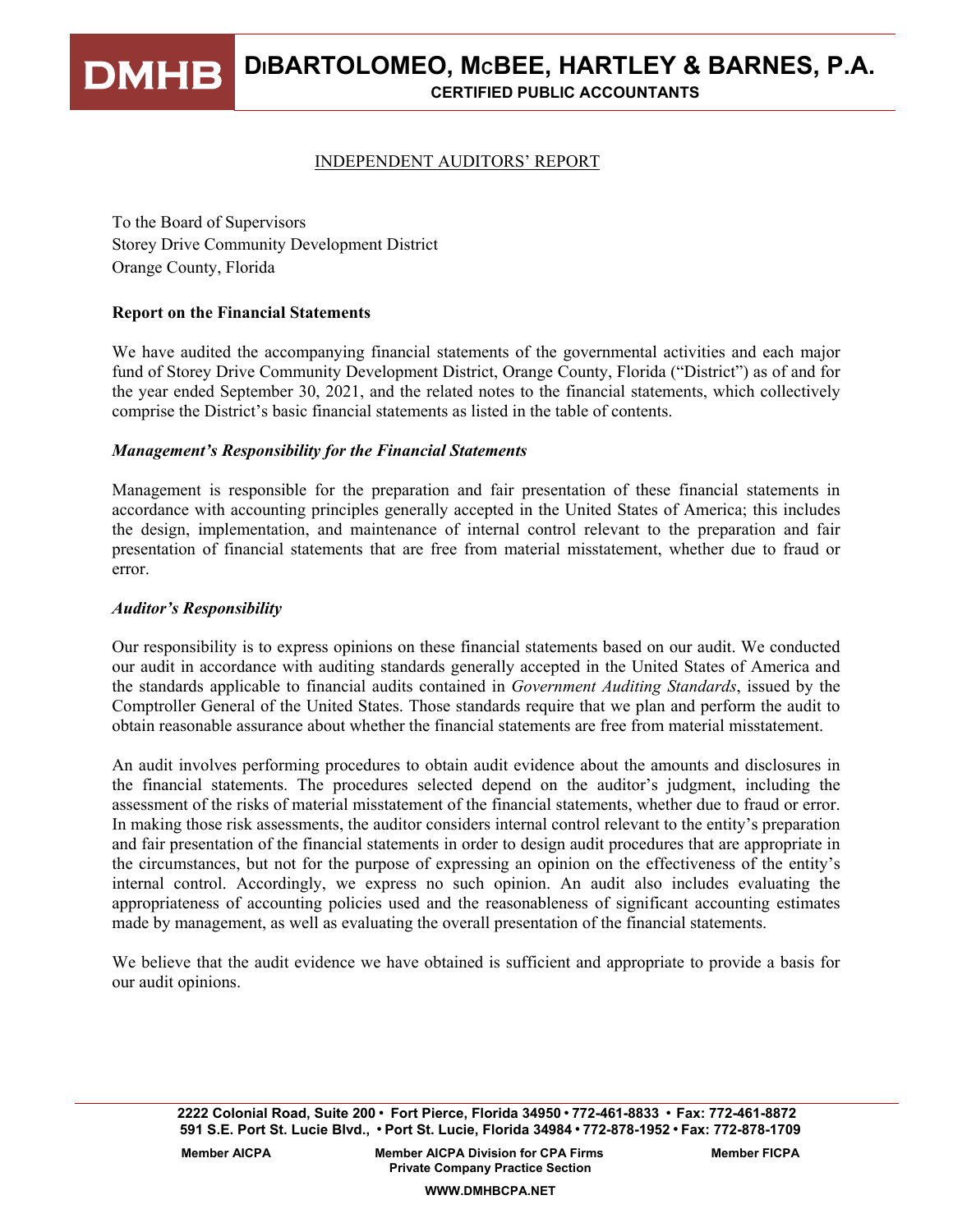# DIBARTOLOMEO, MCBEE, HARTLEY & BARNES, P.A.

CERTIFIED PUBLIC ACCOUNTANTS

## INDEPENDENT AUDITORS' REPORT

To the Board of Supervisors
Storey Drive Community Development District
Orange County, Florida

**Report on the Financial Statements**

We have audited the accompanying financial statements of the governmental activities and each major fund of Storey Drive Community Development District, Orange County, Florida ("District") as of and for the year ended September 30, 2021, and the related notes to the financial statements, which collectively comprise the District's basic financial statements as listed in the table of contents.

***Management's Responsibility for the Financial Statements***

Management is responsible for the preparation and fair presentation of these financial statements in accordance with accounting principles generally accepted in the United States of America; this includes the design, implementation, and maintenance of internal control relevant to the preparation and fair presentation of financial statements that are free from material misstatement, whether due to fraud or error.

***Auditor's Responsibility***

Our responsibility is to express opinions on these financial statements based on our audit. We conducted our audit in accordance with auditing standards generally accepted in the United States of America and the standards applicable to financial audits contained in *Government Auditing Standards*, issued by the Comptroller General of the United States. Those standards require that we plan and perform the audit to obtain reasonable assurance about whether the financial statements are free from material misstatement.

An audit involves performing procedures to obtain audit evidence about the amounts and disclosures in the financial statements. The procedures selected depend on the auditor's judgment, including the assessment of the risks of material misstatement of the financial statements, whether due to fraud or error. In making those risk assessments, the auditor considers internal control relevant to the entity's preparation and fair presentation of the financial statements in order to design audit procedures that are appropriate in the circumstances, but not for the purpose of expressing an opinion on the effectiveness of the entity's internal control. Accordingly, we express no such opinion. An audit also includes evaluating the appropriateness of accounting policies used and the reasonableness of significant accounting estimates made by management, as well as evaluating the overall presentation of the financial statements.

We believe that the audit evidence we have obtained is sufficient and appropriate to provide a basis for our audit opinions.

2222 Colonial Road, Suite 200 • Fort Pierce, Florida 34950 • 772-461-8833 • Fax: 772-461-8872
591 S.E. Port St. Lucie Blvd., • Port St. Lucie, Florida 34984 • 772-878-1952 • Fax: 772-878-1709

Member AICPA | Member AICPA Division for CPA Firms Private Company Practice Section | Member FICPA

WWW.DMHBCPA.NET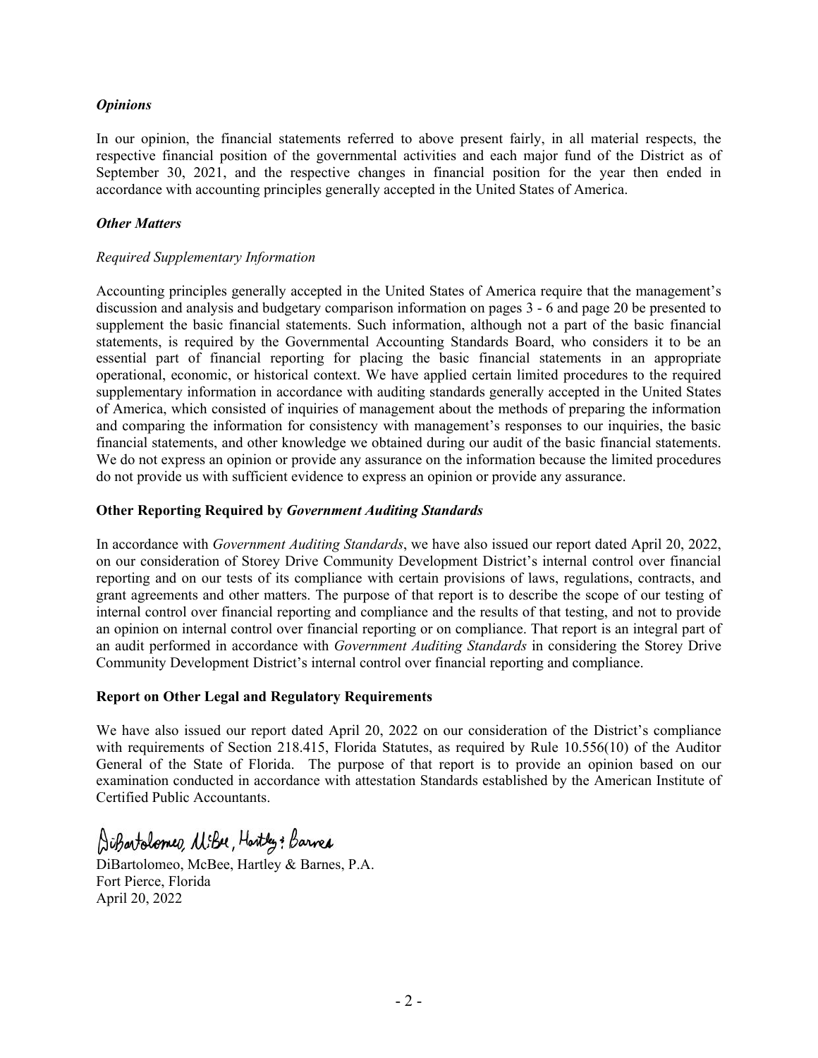### *Opinions*

In our opinion, the financial statements referred to above present fairly, in all material respects, the respective financial position of the governmental activities and each major fund of the District as of September 30, 2021, and the respective changes in financial position for the year then ended in accordance with accounting principles generally accepted in the United States of America.

### *Other Matters*

*Required Supplementary Information*

Accounting principles generally accepted in the United States of America require that the management's discussion and analysis and budgetary comparison information on pages 3 - 6 and page 20 be presented to supplement the basic financial statements. Such information, although not a part of the basic financial statements, is required by the Governmental Accounting Standards Board, who considers it to be an essential part of financial reporting for placing the basic financial statements in an appropriate operational, economic, or historical context. We have applied certain limited procedures to the required supplementary information in accordance with auditing standards generally accepted in the United States of America, which consisted of inquiries of management about the methods of preparing the information and comparing the information for consistency with management's responses to our inquiries, the basic financial statements, and other knowledge we obtained during our audit of the basic financial statements. We do not express an opinion or provide any assurance on the information because the limited procedures do not provide us with sufficient evidence to express an opinion or provide any assurance.

### **Other Reporting Required by *Government Auditing Standards***

In accordance with *Government Auditing Standards*, we have also issued our report dated April 20, 2022, on our consideration of Storey Drive Community Development District's internal control over financial reporting and on our tests of its compliance with certain provisions of laws, regulations, contracts, and grant agreements and other matters. The purpose of that report is to describe the scope of our testing of internal control over financial reporting and compliance and the results of that testing, and not to provide an opinion on internal control over financial reporting or on compliance. That report is an integral part of an audit performed in accordance with *Government Auditing Standards* in considering the Storey Drive Community Development District's internal control over financial reporting and compliance.

### **Report on Other Legal and Regulatory Requirements**

We have also issued our report dated April 20, 2022 on our consideration of the District's compliance with requirements of Section 218.415, Florida Statutes, as required by Rule 10.556(10) of the Auditor General of the State of Florida. The purpose of that report is to provide an opinion based on our examination conducted in accordance with attestation Standards established by the American Institute of Certified Public Accountants.

DiBartolomeo, McBee, Hartley & Barnes

DiBartolomeo, McBee, Hartley & Barnes, P.A.
Fort Pierce, Florida
April 20, 2022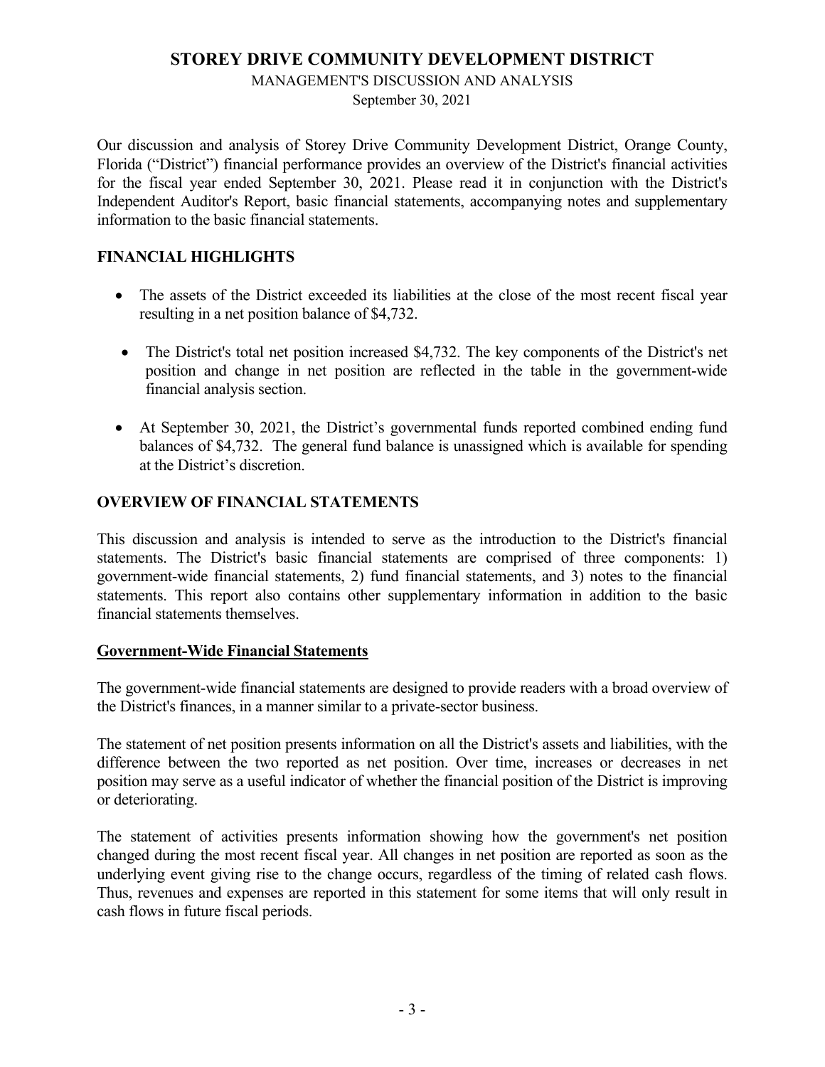# STOREY DRIVE COMMUNITY DEVELOPMENT DISTRICT

MANAGEMENT'S DISCUSSION AND ANALYSIS

September 30, 2021

Our discussion and analysis of Storey Drive Community Development District, Orange County, Florida ("District") financial performance provides an overview of the District's financial activities for the fiscal year ended September 30, 2021. Please read it in conjunction with the District's Independent Auditor's Report, basic financial statements, accompanying notes and supplementary information to the basic financial statements.

## FINANCIAL HIGHLIGHTS

- The assets of the District exceeded its liabilities at the close of the most recent fiscal year resulting in a net position balance of $4,732.
- The District's total net position increased $4,732. The key components of the District's net position and change in net position are reflected in the table in the government-wide financial analysis section.
- At September 30, 2021, the District's governmental funds reported combined ending fund balances of $4,732. The general fund balance is unassigned which is available for spending at the District's discretion.

## OVERVIEW OF FINANCIAL STATEMENTS

This discussion and analysis is intended to serve as the introduction to the District's financial statements. The District's basic financial statements are comprised of three components: 1) government-wide financial statements, 2) fund financial statements, and 3) notes to the financial statements. This report also contains other supplementary information in addition to the basic financial statements themselves.

### Government-Wide Financial Statements

The government-wide financial statements are designed to provide readers with a broad overview of the District's finances, in a manner similar to a private-sector business.

The statement of net position presents information on all the District's assets and liabilities, with the difference between the two reported as net position. Over time, increases or decreases in net position may serve as a useful indicator of whether the financial position of the District is improving or deteriorating.

The statement of activities presents information showing how the government's net position changed during the most recent fiscal year. All changes in net position are reported as soon as the underlying event giving rise to the change occurs, regardless of the timing of related cash flows. Thus, revenues and expenses are reported in this statement for some items that will only result in cash flows in future fiscal periods.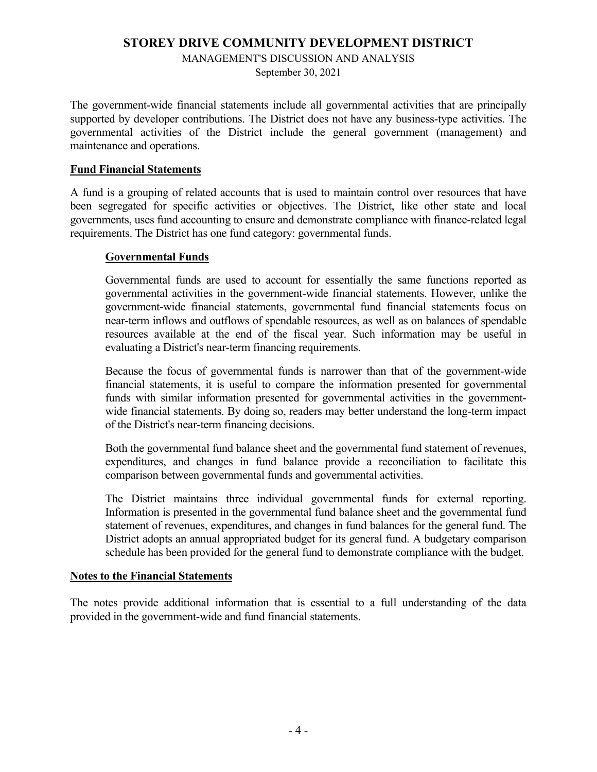The government-wide financial statements include all governmental activities that are principally supported by developer contributions. The District does not have any business-type activities. The governmental activities of the District include the general government (management) and maintenance and operations.

## Fund Financial Statements

A fund is a grouping of related accounts that is used to maintain control over resources that have been segregated for specific activities or objectives. The District, like other state and local governments, uses fund accounting to ensure and demonstrate compliance with finance-related legal requirements. The District has one fund category: governmental funds.

### Governmental Funds

Governmental funds are used to account for essentially the same functions reported as governmental activities in the government-wide financial statements. However, unlike the government-wide financial statements, governmental fund financial statements focus on near-term inflows and outflows of spendable resources, as well as on balances of spendable resources available at the end of the fiscal year. Such information may be useful in evaluating a District's near-term financing requirements.

Because the focus of governmental funds is narrower than that of the government-wide financial statements, it is useful to compare the information presented for governmental funds with similar information presented for governmental activities in the government-wide financial statements. By doing so, readers may better understand the long-term impact of the District's near-term financing decisions.

Both the governmental fund balance sheet and the governmental fund statement of revenues, expenditures, and changes in fund balance provide a reconciliation to facilitate this comparison between governmental funds and governmental activities.

The District maintains three individual governmental funds for external reporting. Information is presented in the governmental fund balance sheet and the governmental fund statement of revenues, expenditures, and changes in fund balances for the general fund. The District adopts an annual appropriated budget for its general fund. A budgetary comparison schedule has been provided for the general fund to demonstrate compliance with the budget.

## Notes to the Financial Statements

The notes provide additional information that is essential to a full understanding of the data provided in the government-wide and fund financial statements.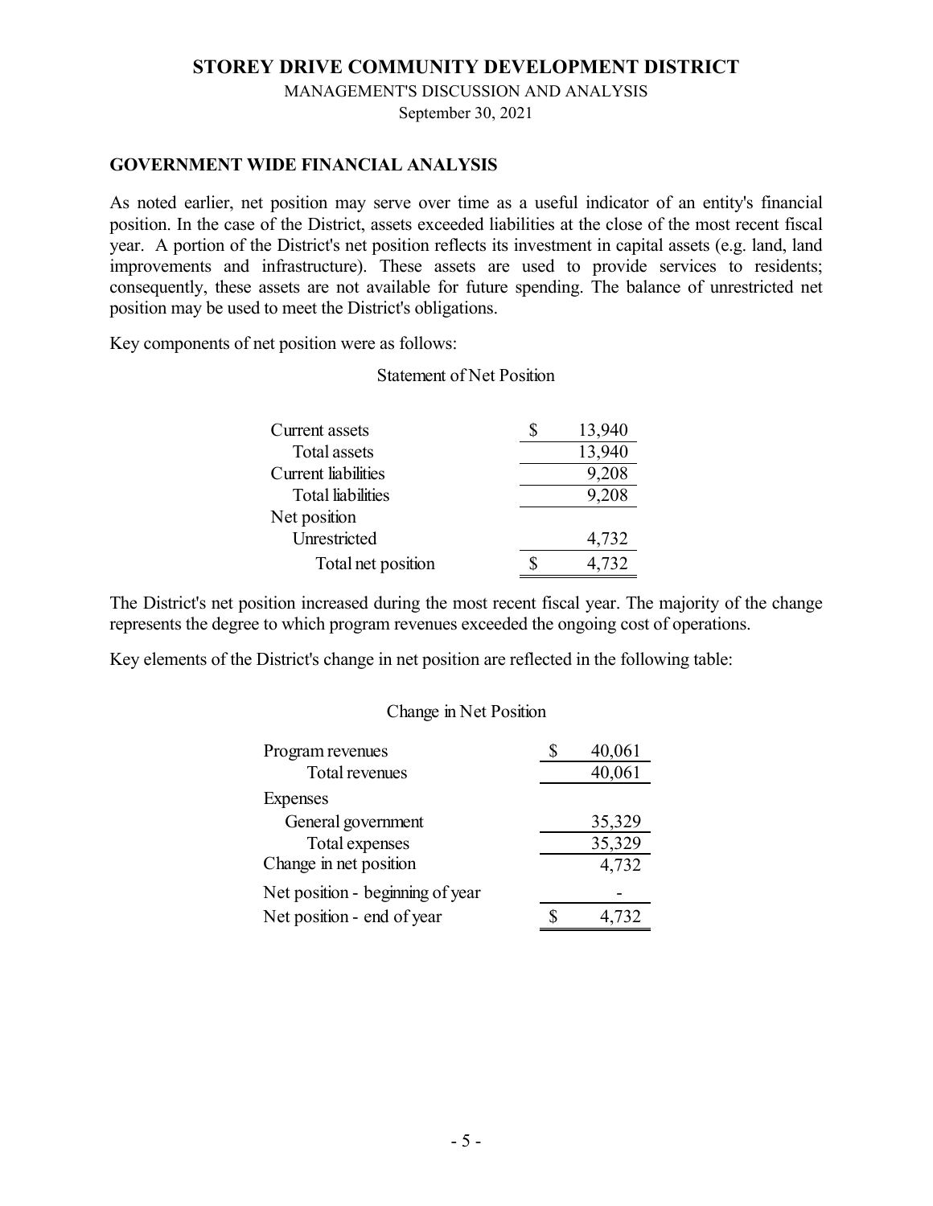# STOREY DRIVE COMMUNITY DEVELOPMENT DISTRICT

MANAGEMENT'S DISCUSSION AND ANALYSIS

September 30, 2021

## GOVERNMENT WIDE FINANCIAL ANALYSIS

As noted earlier, net position may serve over time as a useful indicator of an entity's financial position. In the case of the District, assets exceeded liabilities at the close of the most recent fiscal year. A portion of the District's net position reflects its investment in capital assets (e.g. land, land improvements and infrastructure). These assets are used to provide services to residents; consequently, these assets are not available for future spending. The balance of unrestricted net position may be used to meet the District's obligations.

Key components of net position were as follows:

Statement of Net Position

| | |
|---|---|
| Current assets | $ 13,940 |
| Total assets | 13,940 |
| Current liabilities | 9,208 |
| Total liabilities | 9,208 |
| Net position | |
| Unrestricted | 4,732 |
| Total net position | $ 4,732 |

The District's net position increased during the most recent fiscal year. The majority of the change represents the degree to which program revenues exceeded the ongoing cost of operations.

Key elements of the District's change in net position are reflected in the following table:

Change in Net Position

| | |
|---|---|
| Program revenues | $ 40,061 |
| Total revenues | 40,061 |
| Expenses | |
| General government | 35,329 |
| Total expenses | 35,329 |
| Change in net position | 4,732 |
| Net position - beginning of year | - |
| Net position - end of year | $ 4,732 |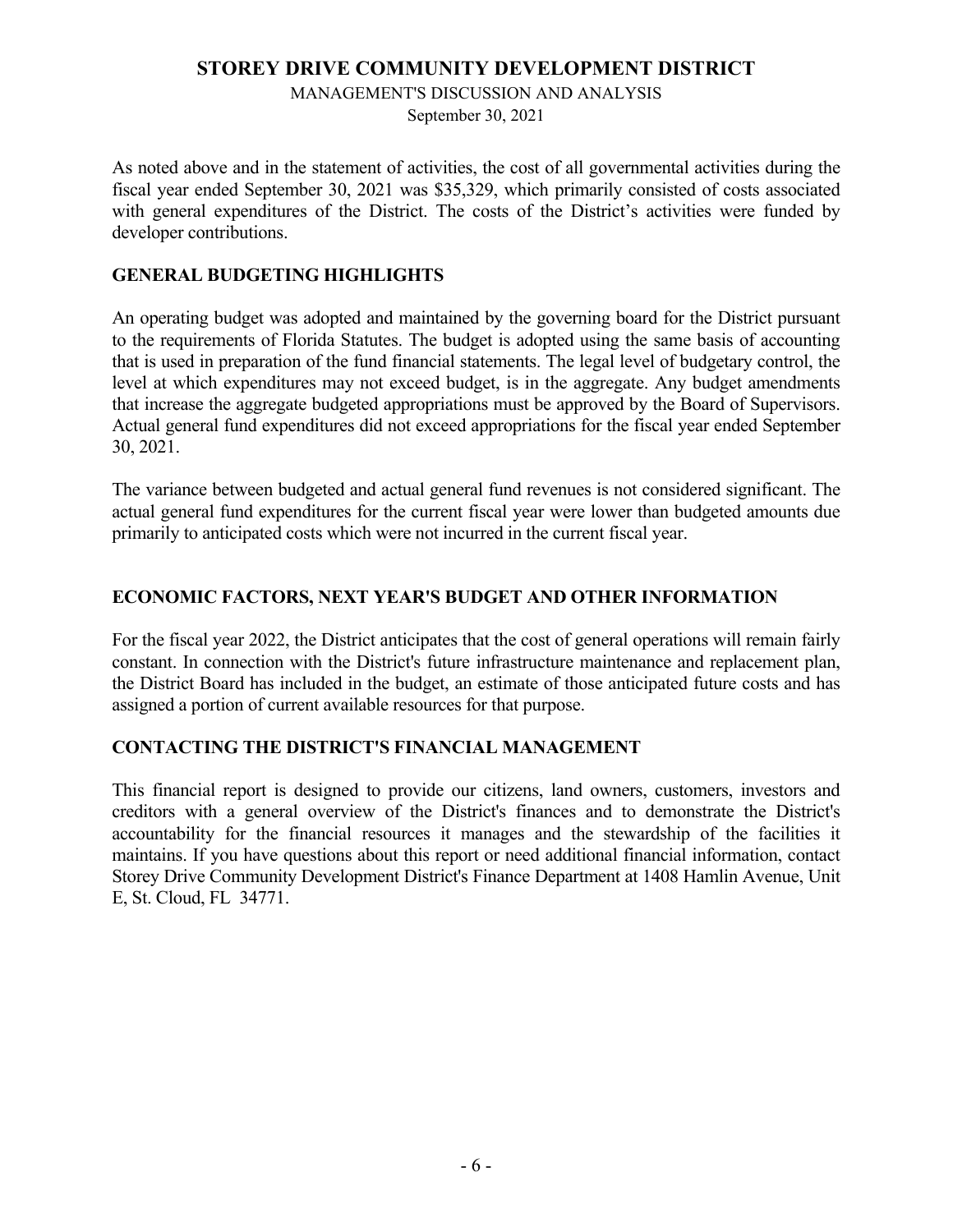As noted above and in the statement of activities, the cost of all governmental activities during the fiscal year ended September 30, 2021 was $35,329, which primarily consisted of costs associated with general expenditures of the District. The costs of the District's activities were funded by developer contributions.

## GENERAL BUDGETING HIGHLIGHTS

An operating budget was adopted and maintained by the governing board for the District pursuant to the requirements of Florida Statutes. The budget is adopted using the same basis of accounting that is used in preparation of the fund financial statements. The legal level of budgetary control, the level at which expenditures may not exceed budget, is in the aggregate. Any budget amendments that increase the aggregate budgeted appropriations must be approved by the Board of Supervisors. Actual general fund expenditures did not exceed appropriations for the fiscal year ended September 30, 2021.

The variance between budgeted and actual general fund revenues is not considered significant. The actual general fund expenditures for the current fiscal year were lower than budgeted amounts due primarily to anticipated costs which were not incurred in the current fiscal year.

## ECONOMIC FACTORS, NEXT YEAR'S BUDGET AND OTHER INFORMATION

For the fiscal year 2022, the District anticipates that the cost of general operations will remain fairly constant. In connection with the District's future infrastructure maintenance and replacement plan, the District Board has included in the budget, an estimate of those anticipated future costs and has assigned a portion of current available resources for that purpose.

## CONTACTING THE DISTRICT'S FINANCIAL MANAGEMENT

This financial report is designed to provide our citizens, land owners, customers, investors and creditors with a general overview of the District's finances and to demonstrate the District's accountability for the financial resources it manages and the stewardship of the facilities it maintains. If you have questions about this report or need additional financial information, contact Storey Drive Community Development District's Finance Department at 1408 Hamlin Avenue, Unit E, St. Cloud, FL 34771.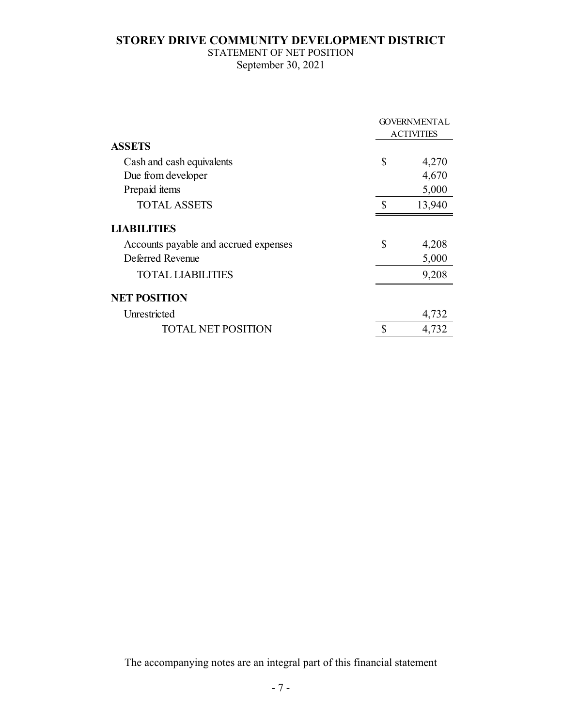# STOREY DRIVE COMMUNITY DEVELOPMENT DISTRICT

STATEMENT OF NET POSITION

September 30, 2021

| | GOVERNMENTAL ACTIVITIES |
|---|---|
| **ASSETS** | |
| Cash and cash equivalents | $ 4,270 |
| Due from developer | 4,670 |
| Prepaid items | 5,000 |
| TOTAL ASSETS | $ 13,940 |
| **LIABILITIES** | |
| Accounts payable and accrued expenses | $ 4,208 |
| Deferred Revenue | 5,000 |
| TOTAL LIABILITIES | 9,208 |
| **NET POSITION** | |
| Unrestricted | 4,732 |
| TOTAL NET POSITION | $ 4,732 |

The accompanying notes are an integral part of this financial statement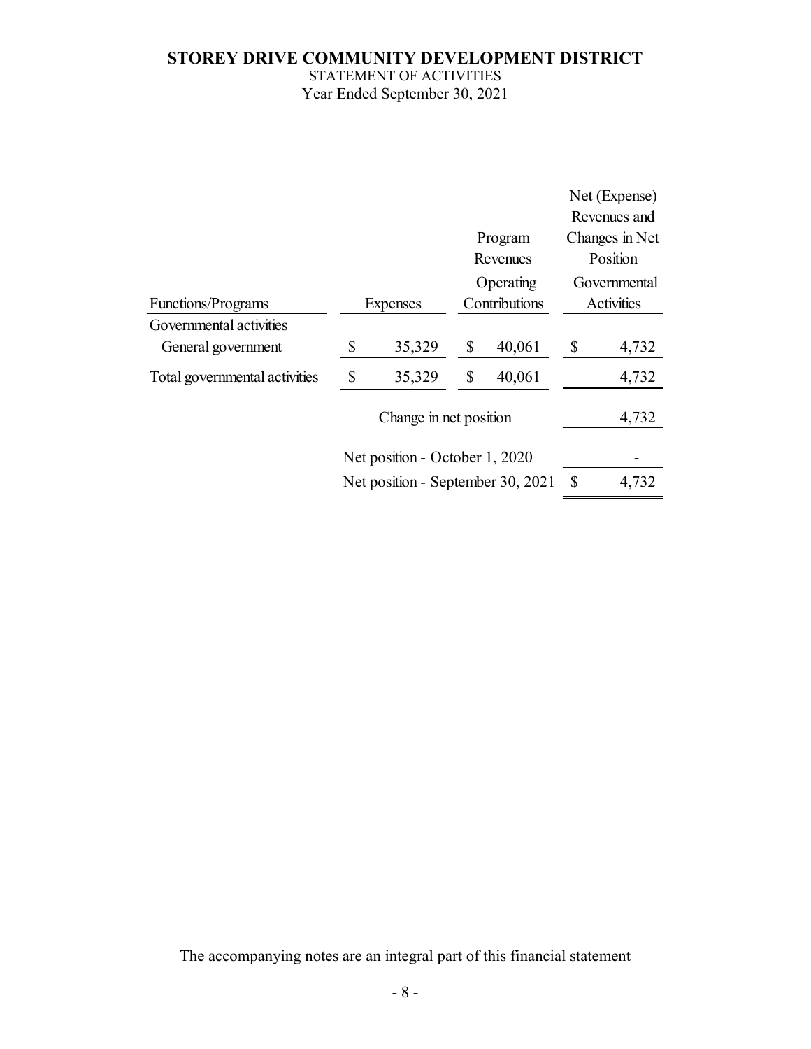# STOREY DRIVE COMMUNITY DEVELOPMENT DISTRICT

STATEMENT OF ACTIVITIES

Year Ended September 30, 2021

| Functions/Programs | Expenses | Program Revenues<br>Operating Contributions | Net (Expense) Revenues and Changes in Net Position<br>Governmental Activities |
|---|---|---|---|
| Governmental activities | | | |
| General government | $ 35,329 | $ 40,061 | $ 4,732 |
| Total governmental activities | $ 35,329 | $ 40,061 | 4,732 |
| | Change in net position | | 4,732 |
| | Net position - October 1, 2020 | | - |
| | Net position - September 30, 2021 | | $ 4,732 |

The accompanying notes are an integral part of this financial statement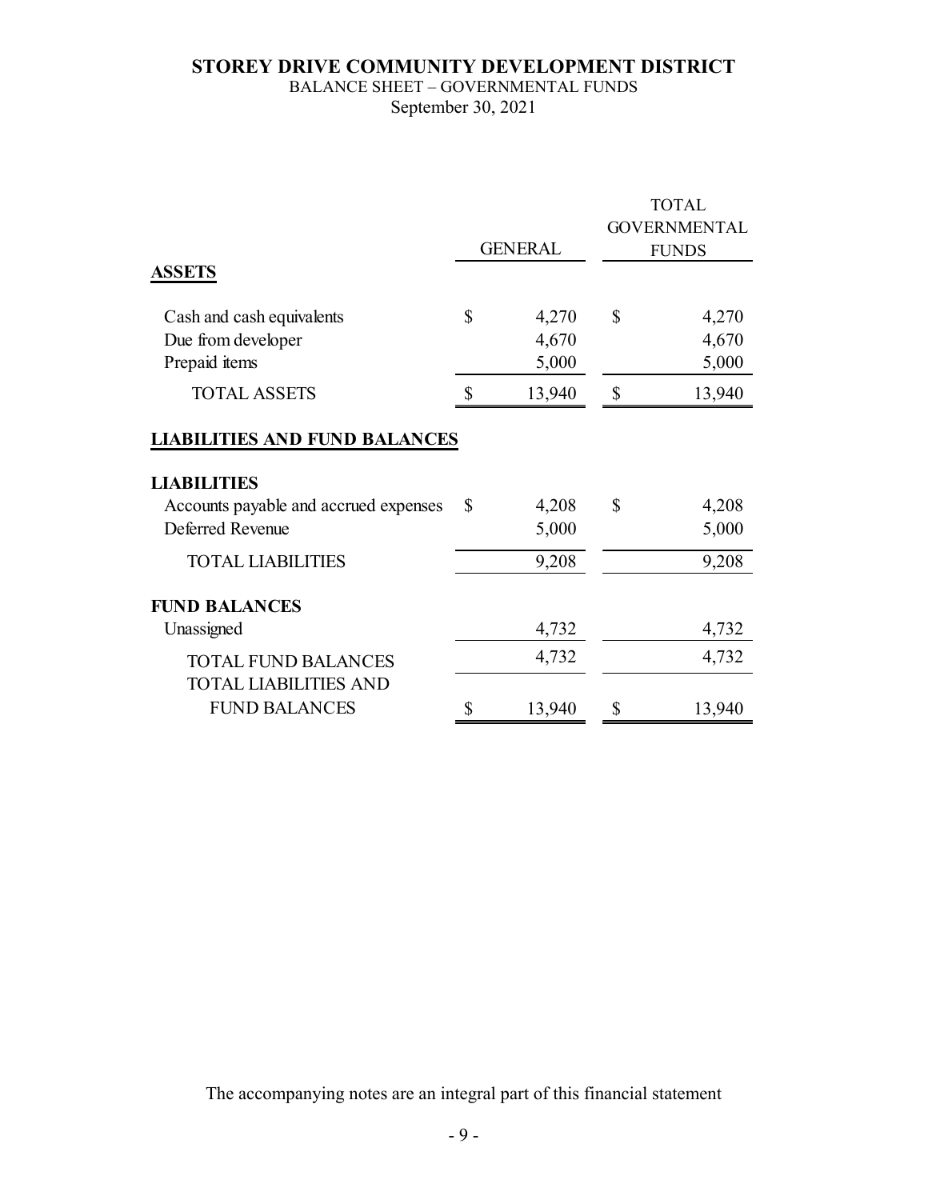# STOREY DRIVE COMMUNITY DEVELOPMENT DISTRICT

BALANCE SHEET – GOVERNMENTAL FUNDS

September 30, 2021

| | GENERAL | TOTAL GOVERNMENTAL FUNDS |
|---|---|---|
| **ASSETS** | | |
| Cash and cash equivalents | $ 4,270 | $ 4,270 |
| Due from developer | 4,670 | 4,670 |
| Prepaid items | 5,000 | 5,000 |
| TOTAL ASSETS | $ 13,940 | $ 13,940 |
| **LIABILITIES AND FUND BALANCES** | | |
| **LIABILITIES** | | |
| Accounts payable and accrued expenses | $ 4,208 | $ 4,208 |
| Deferred Revenue | 5,000 | 5,000 |
| TOTAL LIABILITIES | 9,208 | 9,208 |
| **FUND BALANCES** | | |
| Unassigned | 4,732 | 4,732 |
| TOTAL FUND BALANCES | 4,732 | 4,732 |
| TOTAL LIABILITIES AND FUND BALANCES | $ 13,940 | $ 13,940 |

The accompanying notes are an integral part of this financial statement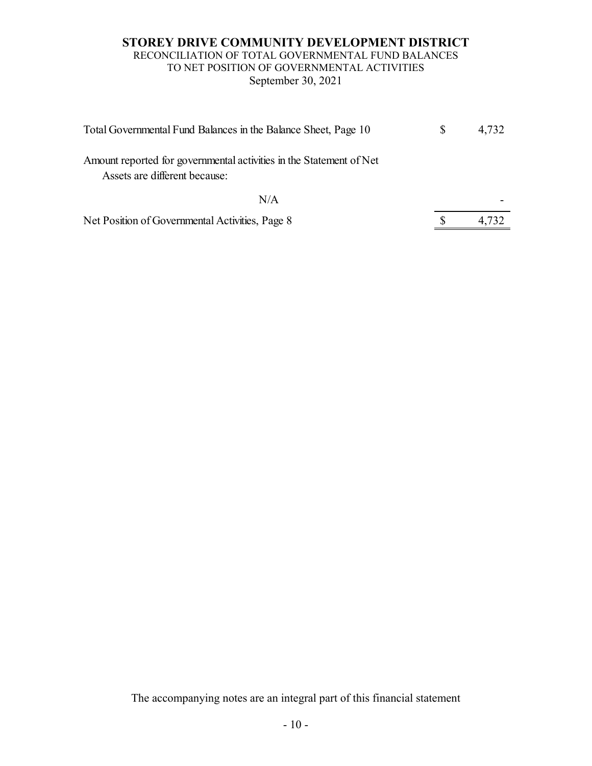# STOREY DRIVE COMMUNITY DEVELOPMENT DISTRICT

RECONCILIATION OF TOTAL GOVERNMENTAL FUND BALANCES
TO NET POSITION OF GOVERNMENTAL ACTIVITIES
September 30, 2021

| | | |
|---|---|---|
| Total Governmental Fund Balances in the Balance Sheet, Page 10 | $ | 4,732 |
| Amount reported for governmental activities in the Statement of Net Assets are different because: | | |
| N/A | | - |
| Net Position of Governmental Activities, Page 8 | $ | 4,732 |

The accompanying notes are an integral part of this financial statement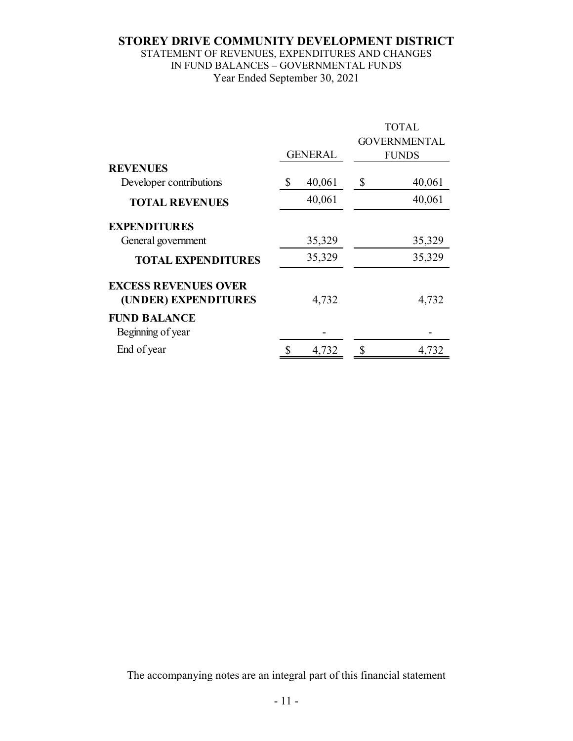# STOREY DRIVE COMMUNITY DEVELOPMENT DISTRICT

STATEMENT OF REVENUES, EXPENDITURES AND CHANGES
IN FUND BALANCES – GOVERNMENTAL FUNDS
Year Ended September 30, 2021

| | GENERAL | TOTAL GOVERNMENTAL FUNDS |
|---|---|---|
| **REVENUES** | | |
| Developer contributions | $ 40,061 | $ 40,061 |
| **TOTAL REVENUES** | 40,061 | 40,061 |
| **EXPENDITURES** | | |
| General government | 35,329 | 35,329 |
| **TOTAL EXPENDITURES** | 35,329 | 35,329 |
| **EXCESS REVENUES OVER (UNDER) EXPENDITURES** | 4,732 | 4,732 |
| **FUND BALANCE** | | |
| Beginning of year | - | - |
| End of year | $ 4,732 | $ 4,732 |

The accompanying notes are an integral part of this financial statement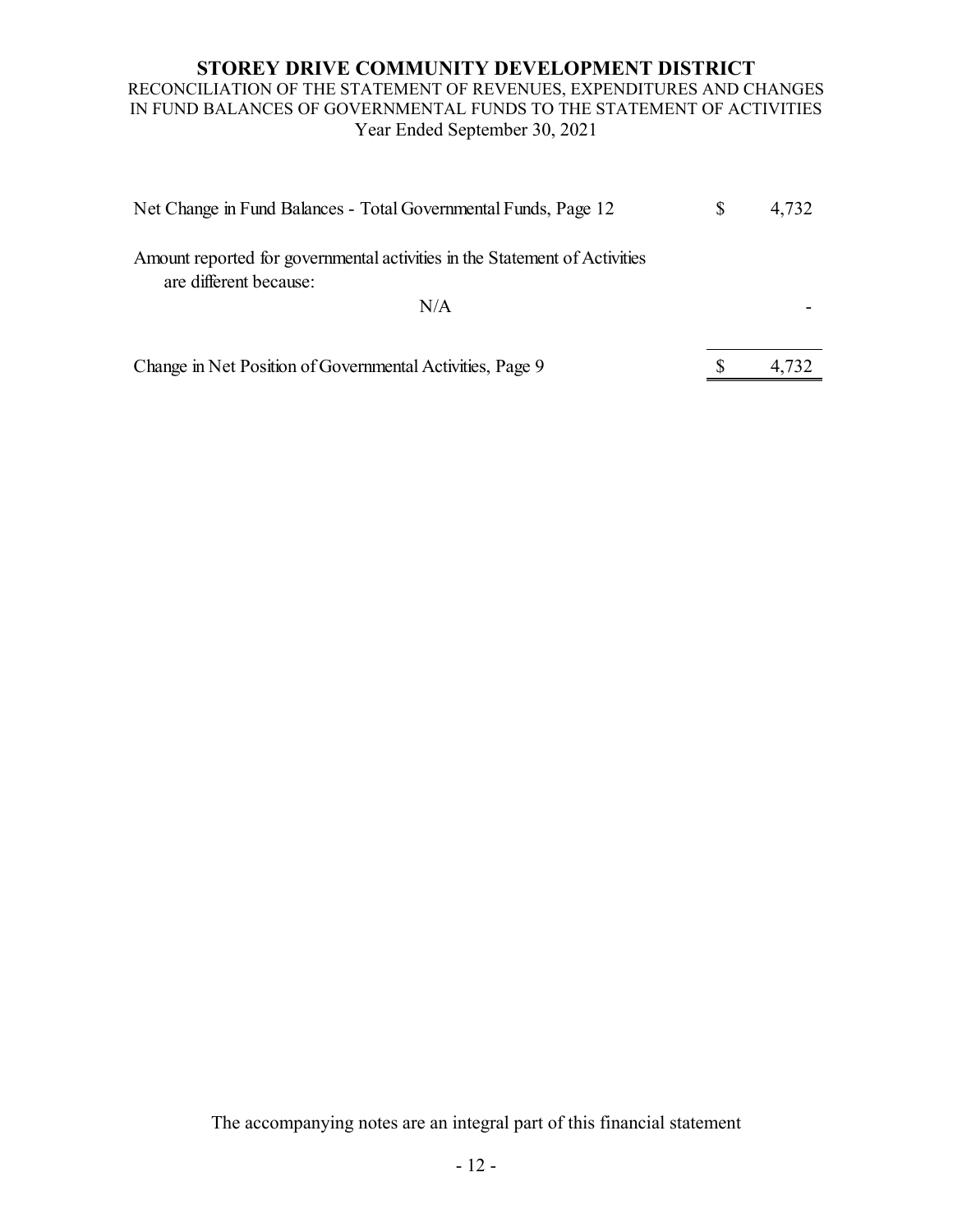# STOREY DRIVE COMMUNITY DEVELOPMENT DISTRICT

RECONCILIATION OF THE STATEMENT OF REVENUES, EXPENDITURES AND CHANGES IN FUND BALANCES OF GOVERNMENTAL FUNDS TO THE STATEMENT OF ACTIVITIES
Year Ended September 30, 2021

| | | |
|---|---|---|
| Net Change in Fund Balances - Total Governmental Funds, Page 12 | $ | 4,732 |
| Amount reported for governmental activities in the Statement of Activities are different because: | | |
| N/A | | - |
| Change in Net Position of Governmental Activities, Page 9 | $ | 4,732 |

The accompanying notes are an integral part of this financial statement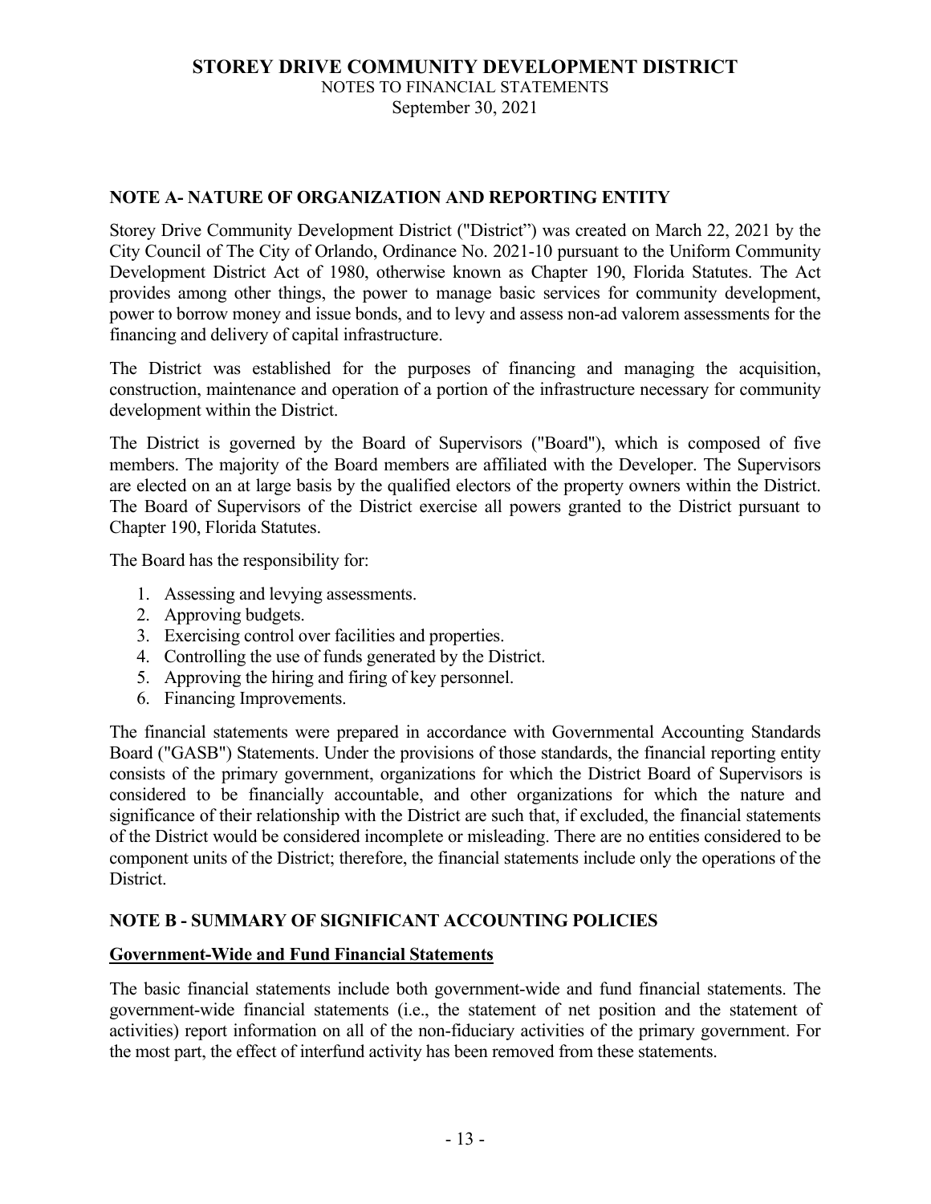**STOREY DRIVE COMMUNITY DEVELOPMENT DISTRICT**
NOTES TO FINANCIAL STATEMENTS
September 30, 2021

## NOTE A- NATURE OF ORGANIZATION AND REPORTING ENTITY

Storey Drive Community Development District ("District") was created on March 22, 2021 by the City Council of The City of Orlando, Ordinance No. 2021-10 pursuant to the Uniform Community Development District Act of 1980, otherwise known as Chapter 190, Florida Statutes. The Act provides among other things, the power to manage basic services for community development, power to borrow money and issue bonds, and to levy and assess non-ad valorem assessments for the financing and delivery of capital infrastructure.

The District was established for the purposes of financing and managing the acquisition, construction, maintenance and operation of a portion of the infrastructure necessary for community development within the District.

The District is governed by the Board of Supervisors ("Board"), which is composed of five members. The majority of the Board members are affiliated with the Developer. The Supervisors are elected on an at large basis by the qualified electors of the property owners within the District. The Board of Supervisors of the District exercise all powers granted to the District pursuant to Chapter 190, Florida Statutes.

The Board has the responsibility for:

1. Assessing and levying assessments.
2. Approving budgets.
3. Exercising control over facilities and properties.
4. Controlling the use of funds generated by the District.
5. Approving the hiring and firing of key personnel.
6. Financing Improvements.

The financial statements were prepared in accordance with Governmental Accounting Standards Board ("GASB") Statements. Under the provisions of those standards, the financial reporting entity consists of the primary government, organizations for which the District Board of Supervisors is considered to be financially accountable, and other organizations for which the nature and significance of their relationship with the District are such that, if excluded, the financial statements of the District would be considered incomplete or misleading. There are no entities considered to be component units of the District; therefore, the financial statements include only the operations of the District.

## NOTE B - SUMMARY OF SIGNIFICANT ACCOUNTING POLICIES

### Government-Wide and Fund Financial Statements

The basic financial statements include both government-wide and fund financial statements. The government-wide financial statements (i.e., the statement of net position and the statement of activities) report information on all of the non-fiduciary activities of the primary government. For the most part, the effect of interfund activity has been removed from these statements.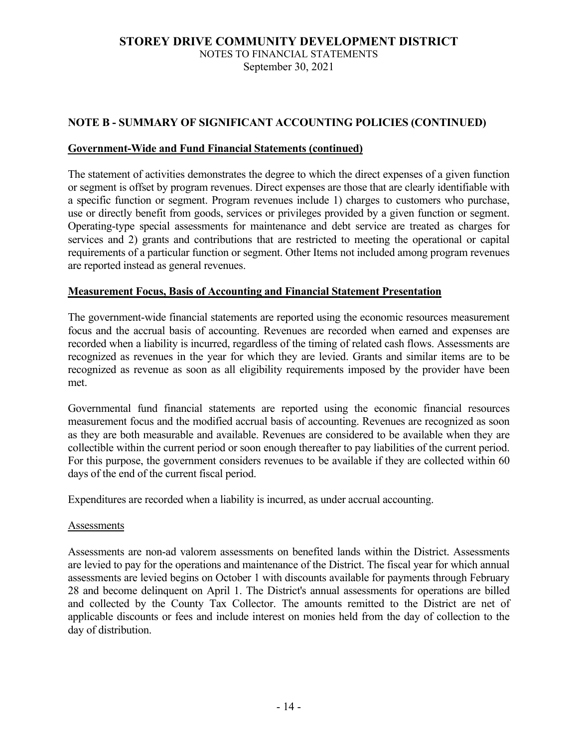## NOTE B - SUMMARY OF SIGNIFICANT ACCOUNTING POLICIES (CONTINUED)

### Government-Wide and Fund Financial Statements (continued)

The statement of activities demonstrates the degree to which the direct expenses of a given function or segment is offset by program revenues. Direct expenses are those that are clearly identifiable with a specific function or segment. Program revenues include 1) charges to customers who purchase, use or directly benefit from goods, services or privileges provided by a given function or segment. Operating-type special assessments for maintenance and debt service are treated as charges for services and 2) grants and contributions that are restricted to meeting the operational or capital requirements of a particular function or segment. Other Items not included among program revenues are reported instead as general revenues.

### Measurement Focus, Basis of Accounting and Financial Statement Presentation

The government-wide financial statements are reported using the economic resources measurement focus and the accrual basis of accounting. Revenues are recorded when earned and expenses are recorded when a liability is incurred, regardless of the timing of related cash flows. Assessments are recognized as revenues in the year for which they are levied. Grants and similar items are to be recognized as revenue as soon as all eligibility requirements imposed by the provider have been met.

Governmental fund financial statements are reported using the economic financial resources measurement focus and the modified accrual basis of accounting. Revenues are recognized as soon as they are both measurable and available. Revenues are considered to be available when they are collectible within the current period or soon enough thereafter to pay liabilities of the current period. For this purpose, the government considers revenues to be available if they are collected within 60 days of the end of the current fiscal period.

Expenditures are recorded when a liability is incurred, as under accrual accounting.

Assessments

Assessments are non-ad valorem assessments on benefited lands within the District. Assessments are levied to pay for the operations and maintenance of the District. The fiscal year for which annual assessments are levied begins on October 1 with discounts available for payments through February 28 and become delinquent on April 1. The District's annual assessments for operations are billed and collected by the County Tax Collector. The amounts remitted to the District are net of applicable discounts or fees and include interest on monies held from the day of collection to the day of distribution.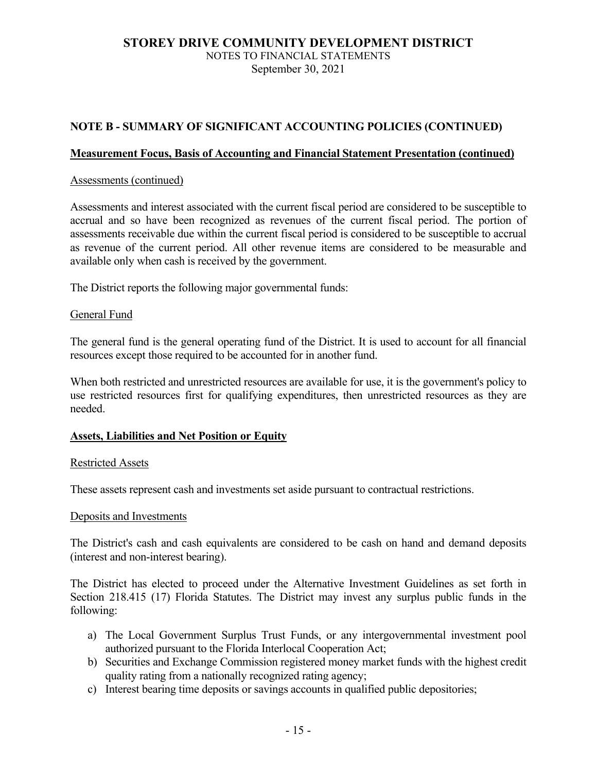**NOTE B - SUMMARY OF SIGNIFICANT ACCOUNTING POLICIES (CONTINUED)**

**Measurement Focus, Basis of Accounting and Financial Statement Presentation (continued)**

Assessments (continued)

Assessments and interest associated with the current fiscal period are considered to be susceptible to accrual and so have been recognized as revenues of the current fiscal period. The portion of assessments receivable due within the current fiscal period is considered to be susceptible to accrual as revenue of the current period. All other revenue items are considered to be measurable and available only when cash is received by the government.

The District reports the following major governmental funds:

General Fund

The general fund is the general operating fund of the District. It is used to account for all financial resources except those required to be accounted for in another fund.

When both restricted and unrestricted resources are available for use, it is the government's policy to use restricted resources first for qualifying expenditures, then unrestricted resources as they are needed.

**Assets, Liabilities and Net Position or Equity**

Restricted Assets

These assets represent cash and investments set aside pursuant to contractual restrictions.

Deposits and Investments

The District's cash and cash equivalents are considered to be cash on hand and demand deposits (interest and non-interest bearing).

The District has elected to proceed under the Alternative Investment Guidelines as set forth in Section 218.415 (17) Florida Statutes. The District may invest any surplus public funds in the following:

a) The Local Government Surplus Trust Funds, or any intergovernmental investment pool authorized pursuant to the Florida Interlocal Cooperation Act;
b) Securities and Exchange Commission registered money market funds with the highest credit quality rating from a nationally recognized rating agency;
c) Interest bearing time deposits or savings accounts in qualified public depositories;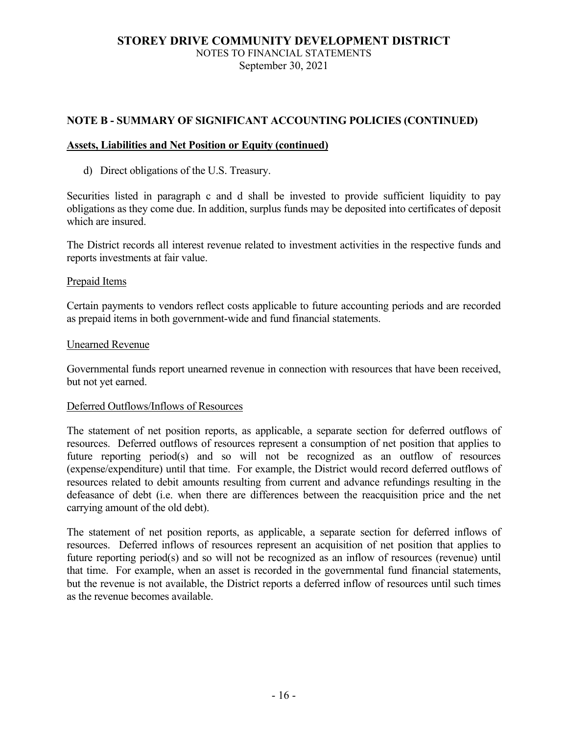## NOTE B - SUMMARY OF SIGNIFICANT ACCOUNTING POLICIES (CONTINUED)

**Assets, Liabilities and Net Position or Equity (continued)**

d) Direct obligations of the U.S. Treasury.

Securities listed in paragraph c and d shall be invested to provide sufficient liquidity to pay obligations as they come due. In addition, surplus funds may be deposited into certificates of deposit which are insured.

The District records all interest revenue related to investment activities in the respective funds and reports investments at fair value.

Prepaid Items

Certain payments to vendors reflect costs applicable to future accounting periods and are recorded as prepaid items in both government-wide and fund financial statements.

Unearned Revenue

Governmental funds report unearned revenue in connection with resources that have been received, but not yet earned.

Deferred Outflows/Inflows of Resources

The statement of net position reports, as applicable, a separate section for deferred outflows of resources. Deferred outflows of resources represent a consumption of net position that applies to future reporting period(s) and so will not be recognized as an outflow of resources (expense/expenditure) until that time. For example, the District would record deferred outflows of resources related to debit amounts resulting from current and advance refundings resulting in the defeasance of debt (i.e. when there are differences between the reacquisition price and the net carrying amount of the old debt).

The statement of net position reports, as applicable, a separate section for deferred inflows of resources. Deferred inflows of resources represent an acquisition of net position that applies to future reporting period(s) and so will not be recognized as an inflow of resources (revenue) until that time. For example, when an asset is recorded in the governmental fund financial statements, but the revenue is not available, the District reports a deferred inflow of resources until such times as the revenue becomes available.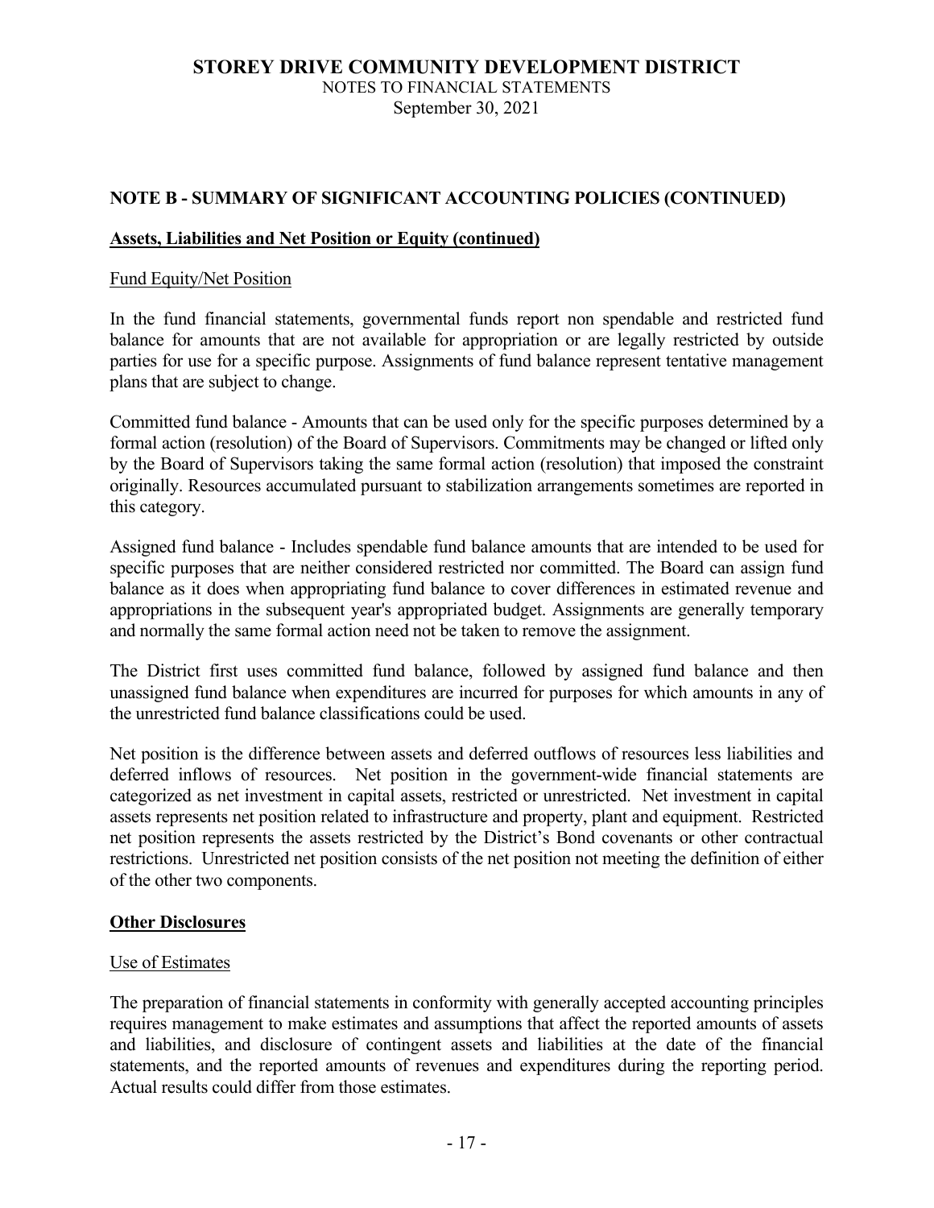## NOTE B - SUMMARY OF SIGNIFICANT ACCOUNTING POLICIES (CONTINUED)

**Assets, Liabilities and Net Position or Equity (continued)**

Fund Equity/Net Position

In the fund financial statements, governmental funds report non spendable and restricted fund balance for amounts that are not available for appropriation or are legally restricted by outside parties for use for a specific purpose. Assignments of fund balance represent tentative management plans that are subject to change.

Committed fund balance - Amounts that can be used only for the specific purposes determined by a formal action (resolution) of the Board of Supervisors. Commitments may be changed or lifted only by the Board of Supervisors taking the same formal action (resolution) that imposed the constraint originally. Resources accumulated pursuant to stabilization arrangements sometimes are reported in this category.

Assigned fund balance - Includes spendable fund balance amounts that are intended to be used for specific purposes that are neither considered restricted nor committed. The Board can assign fund balance as it does when appropriating fund balance to cover differences in estimated revenue and appropriations in the subsequent year's appropriated budget. Assignments are generally temporary and normally the same formal action need not be taken to remove the assignment.

The District first uses committed fund balance, followed by assigned fund balance and then unassigned fund balance when expenditures are incurred for purposes for which amounts in any of the unrestricted fund balance classifications could be used.

Net position is the difference between assets and deferred outflows of resources less liabilities and deferred inflows of resources. Net position in the government-wide financial statements are categorized as net investment in capital assets, restricted or unrestricted. Net investment in capital assets represents net position related to infrastructure and property, plant and equipment. Restricted net position represents the assets restricted by the District's Bond covenants or other contractual restrictions. Unrestricted net position consists of the net position not meeting the definition of either of the other two components.

**Other Disclosures**

Use of Estimates

The preparation of financial statements in conformity with generally accepted accounting principles requires management to make estimates and assumptions that affect the reported amounts of assets and liabilities, and disclosure of contingent assets and liabilities at the date of the financial statements, and the reported amounts of revenues and expenditures during the reporting period. Actual results could differ from those estimates.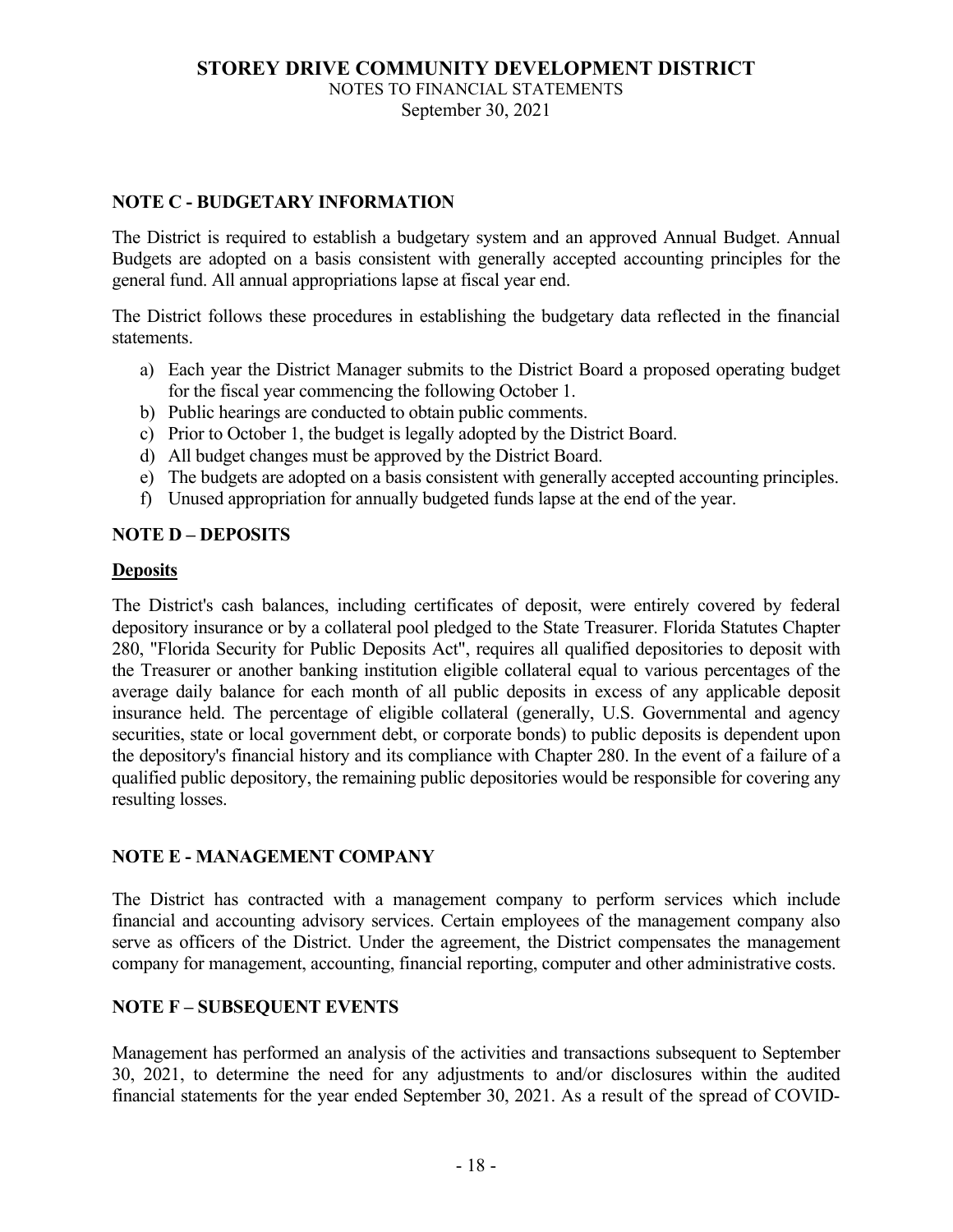## NOTE C - BUDGETARY INFORMATION

The District is required to establish a budgetary system and an approved Annual Budget. Annual Budgets are adopted on a basis consistent with generally accepted accounting principles for the general fund. All annual appropriations lapse at fiscal year end.

The District follows these procedures in establishing the budgetary data reflected in the financial statements.

a) Each year the District Manager submits to the District Board a proposed operating budget for the fiscal year commencing the following October 1.
b) Public hearings are conducted to obtain public comments.
c) Prior to October 1, the budget is legally adopted by the District Board.
d) All budget changes must be approved by the District Board.
e) The budgets are adopted on a basis consistent with generally accepted accounting principles.
f) Unused appropriation for annually budgeted funds lapse at the end of the year.

## NOTE D – DEPOSITS

**Deposits**

The District's cash balances, including certificates of deposit, were entirely covered by federal depository insurance or by a collateral pool pledged to the State Treasurer. Florida Statutes Chapter 280, "Florida Security for Public Deposits Act", requires all qualified depositories to deposit with the Treasurer or another banking institution eligible collateral equal to various percentages of the average daily balance for each month of all public deposits in excess of any applicable deposit insurance held. The percentage of eligible collateral (generally, U.S. Governmental and agency securities, state or local government debt, or corporate bonds) to public deposits is dependent upon the depository's financial history and its compliance with Chapter 280. In the event of a failure of a qualified public depository, the remaining public depositories would be responsible for covering any resulting losses.

## NOTE E - MANAGEMENT COMPANY

The District has contracted with a management company to perform services which include financial and accounting advisory services. Certain employees of the management company also serve as officers of the District. Under the agreement, the District compensates the management company for management, accounting, financial reporting, computer and other administrative costs.

## NOTE F – SUBSEQUENT EVENTS

Management has performed an analysis of the activities and transactions subsequent to September 30, 2021, to determine the need for any adjustments to and/or disclosures within the audited financial statements for the year ended September 30, 2021. As a result of the spread of COVID-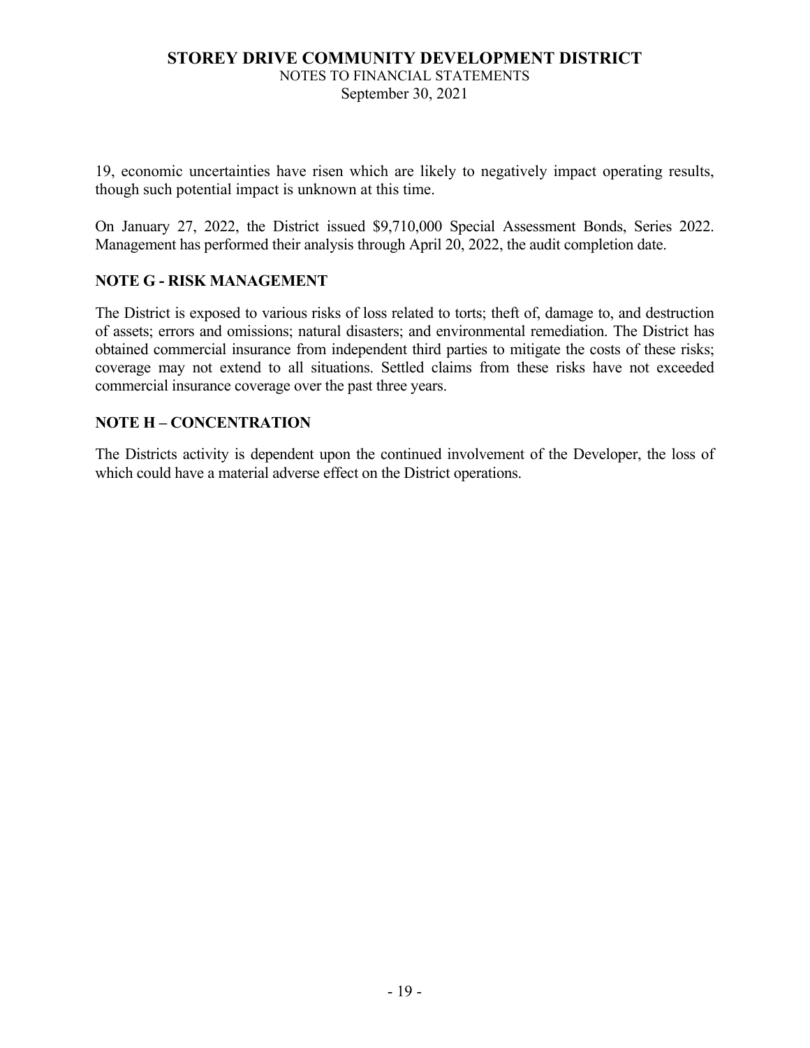19, economic uncertainties have risen which are likely to negatively impact operating results, though such potential impact is unknown at this time.

On January 27, 2022, the District issued $9,710,000 Special Assessment Bonds, Series 2022. Management has performed their analysis through April 20, 2022, the audit completion date.

## NOTE G - RISK MANAGEMENT

The District is exposed to various risks of loss related to torts; theft of, damage to, and destruction of assets; errors and omissions; natural disasters; and environmental remediation. The District has obtained commercial insurance from independent third parties to mitigate the costs of these risks; coverage may not extend to all situations. Settled claims from these risks have not exceeded commercial insurance coverage over the past three years.

## NOTE H – CONCENTRATION

The Districts activity is dependent upon the continued involvement of the Developer, the loss of which could have a material adverse effect on the District operations.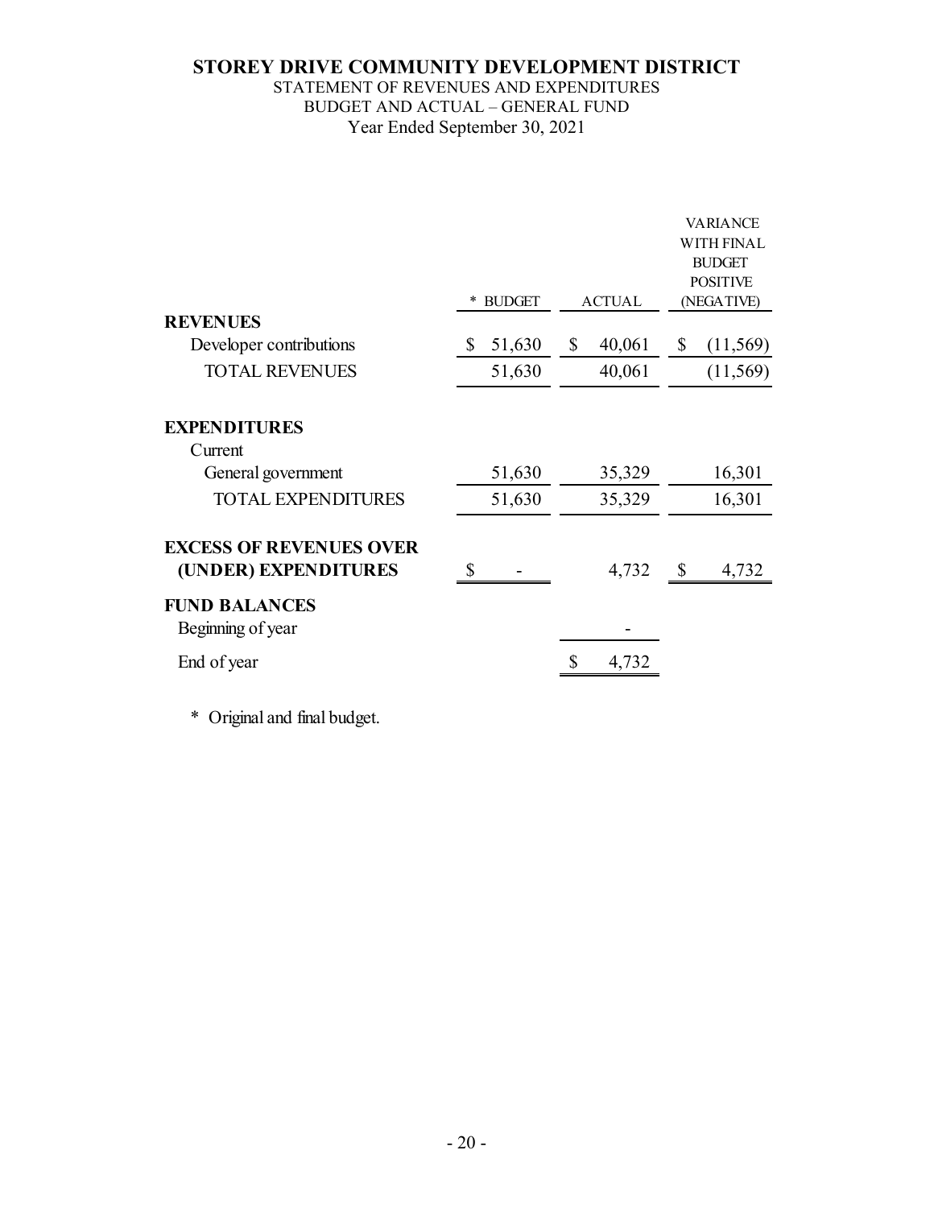# STOREY DRIVE COMMUNITY DEVELOPMENT DISTRICT

STATEMENT OF REVENUES AND EXPENDITURES
BUDGET AND ACTUAL – GENERAL FUND
Year Ended September 30, 2021

| | * BUDGET | ACTUAL | VARIANCE WITH FINAL BUDGET POSITIVE (NEGATIVE) |
|---|---|---|---|
| **REVENUES** | | | |
| Developer contributions | $ 51,630 | $ 40,061 | $ (11,569) |
| TOTAL REVENUES | 51,630 | 40,061 | (11,569) |
| **EXPENDITURES** | | | |
| Current | | | |
| General government | 51,630 | 35,329 | 16,301 |
| TOTAL EXPENDITURES | 51,630 | 35,329 | 16,301 |
| **EXCESS OF REVENUES OVER (UNDER) EXPENDITURES** | $ - | 4,732 | $ 4,732 |
| **FUND BALANCES** | | | |
| Beginning of year | | - | |
| End of year | | $ 4,732 | |

\* Original and final budget.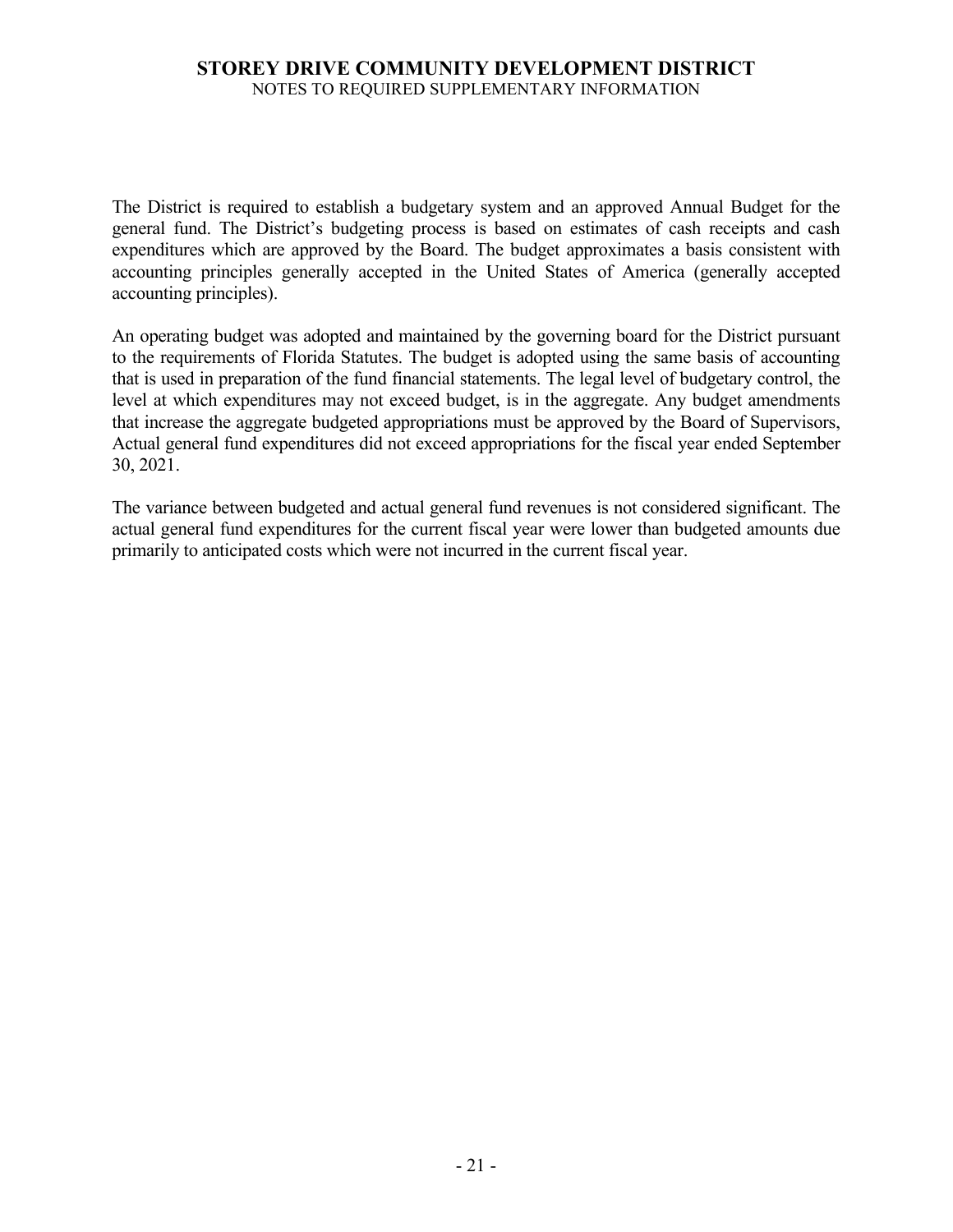# STOREY DRIVE COMMUNITY DEVELOPMENT DISTRICT

NOTES TO REQUIRED SUPPLEMENTARY INFORMATION

The District is required to establish a budgetary system and an approved Annual Budget for the general fund. The District's budgeting process is based on estimates of cash receipts and cash expenditures which are approved by the Board. The budget approximates a basis consistent with accounting principles generally accepted in the United States of America (generally accepted accounting principles).

An operating budget was adopted and maintained by the governing board for the District pursuant to the requirements of Florida Statutes. The budget is adopted using the same basis of accounting that is used in preparation of the fund financial statements. The legal level of budgetary control, the level at which expenditures may not exceed budget, is in the aggregate. Any budget amendments that increase the aggregate budgeted appropriations must be approved by the Board of Supervisors, Actual general fund expenditures did not exceed appropriations for the fiscal year ended September 30, 2021.

The variance between budgeted and actual general fund revenues is not considered significant. The actual general fund expenditures for the current fiscal year were lower than budgeted amounts due primarily to anticipated costs which were not incurred in the current fiscal year.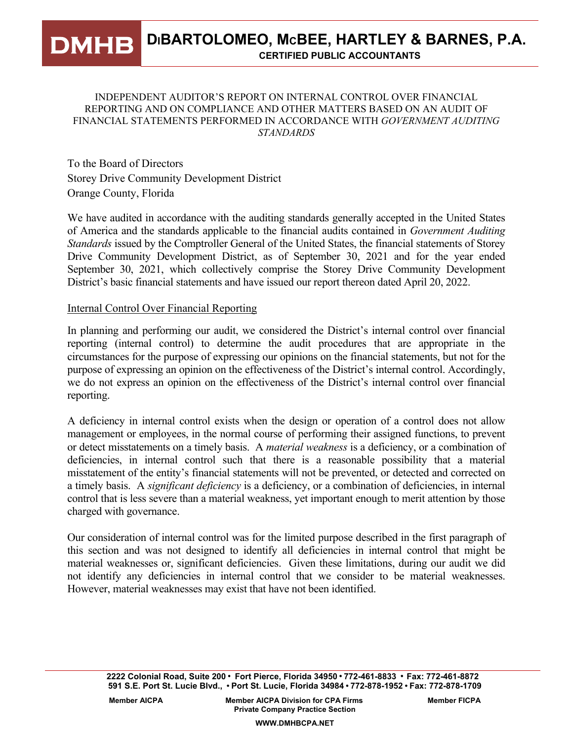# DMHB DIBARTOLOMEO, MCBEE, HARTLEY & BARNES, P.A.

**CERTIFIED PUBLIC ACCOUNTANTS**

INDEPENDENT AUDITOR'S REPORT ON INTERNAL CONTROL OVER FINANCIAL REPORTING AND ON COMPLIANCE AND OTHER MATTERS BASED ON AN AUDIT OF FINANCIAL STATEMENTS PERFORMED IN ACCORDANCE WITH *GOVERNMENT AUDITING STANDARDS*

To the Board of Directors
Storey Drive Community Development District
Orange County, Florida

We have audited in accordance with the auditing standards generally accepted in the United States of America and the standards applicable to the financial audits contained in *Government Auditing Standards* issued by the Comptroller General of the United States, the financial statements of Storey Drive Community Development District, as of September 30, 2021 and for the year ended September 30, 2021, which collectively comprise the Storey Drive Community Development District's basic financial statements and have issued our report thereon dated April 20, 2022.

Internal Control Over Financial Reporting

In planning and performing our audit, we considered the District's internal control over financial reporting (internal control) to determine the audit procedures that are appropriate in the circumstances for the purpose of expressing our opinions on the financial statements, but not for the purpose of expressing an opinion on the effectiveness of the District's internal control. Accordingly, we do not express an opinion on the effectiveness of the District's internal control over financial reporting.

A deficiency in internal control exists when the design or operation of a control does not allow management or employees, in the normal course of performing their assigned functions, to prevent or detect misstatements on a timely basis. A *material weakness* is a deficiency, or a combination of deficiencies, in internal control such that there is a reasonable possibility that a material misstatement of the entity's financial statements will not be prevented, or detected and corrected on a timely basis. A *significant deficiency* is a deficiency, or a combination of deficiencies, in internal control that is less severe than a material weakness, yet important enough to merit attention by those charged with governance.

Our consideration of internal control was for the limited purpose described in the first paragraph of this section and was not designed to identify all deficiencies in internal control that might be material weaknesses or, significant deficiencies. Given these limitations, during our audit we did not identify any deficiencies in internal control that we consider to be material weaknesses. However, material weaknesses may exist that have not been identified.

**2222 Colonial Road, Suite 200 • Fort Pierce, Florida 34950 • 772-461-8833 • Fax: 772-461-8872**
**591 S.E. Port St. Lucie Blvd., • Port St. Lucie, Florida 34984 • 772-878-1952 • Fax: 772-878-1709**

**Member AICPA** | **Member AICPA Division for CPA Firms Private Company Practice Section** | **Member FICPA**

**WWW.DMHBCPA.NET**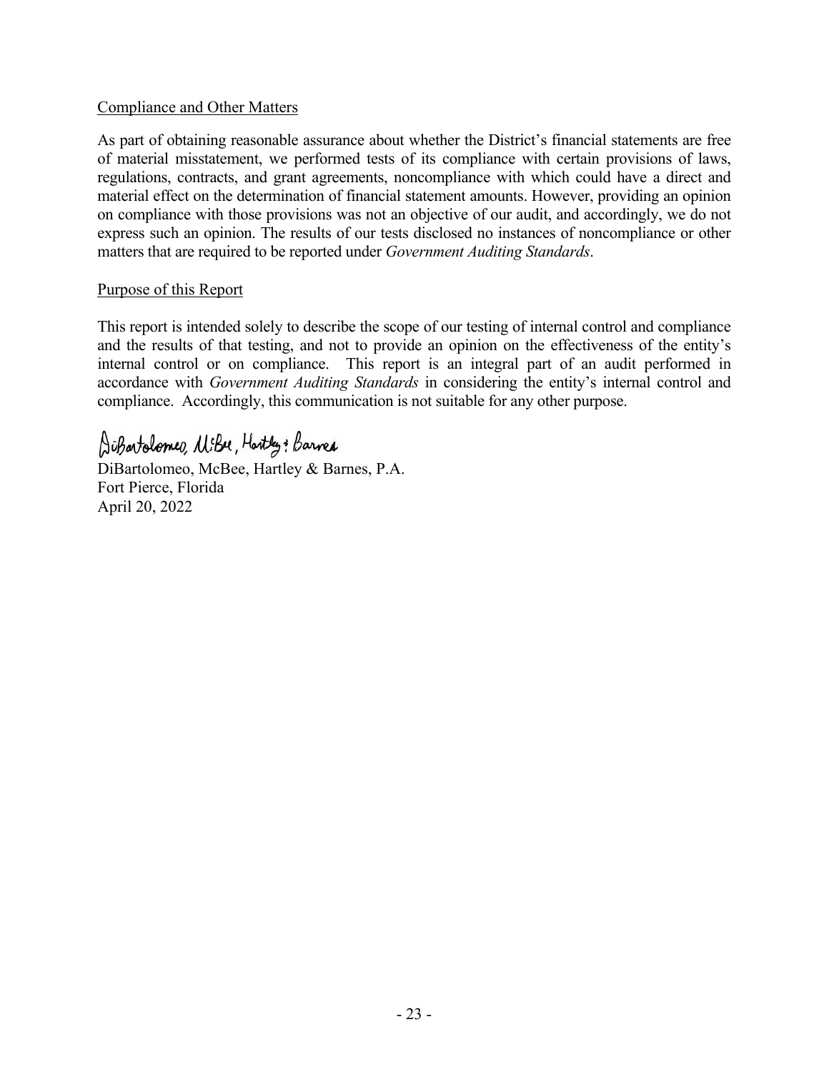Compliance and Other Matters

As part of obtaining reasonable assurance about whether the District's financial statements are free of material misstatement, we performed tests of its compliance with certain provisions of laws, regulations, contracts, and grant agreements, noncompliance with which could have a direct and material effect on the determination of financial statement amounts. However, providing an opinion on compliance with those provisions was not an objective of our audit, and accordingly, we do not express such an opinion. The results of our tests disclosed no instances of noncompliance or other matters that are required to be reported under *Government Auditing Standards*.

Purpose of this Report

This report is intended solely to describe the scope of our testing of internal control and compliance and the results of that testing, and not to provide an opinion on the effectiveness of the entity's internal control or on compliance. This report is an integral part of an audit performed in accordance with *Government Auditing Standards* in considering the entity's internal control and compliance. Accordingly, this communication is not suitable for any other purpose.

DiBartolomeo, McBee, Hartley & Barnes

DiBartolomeo, McBee, Hartley & Barnes, P.A.
Fort Pierce, Florida
April 20, 2022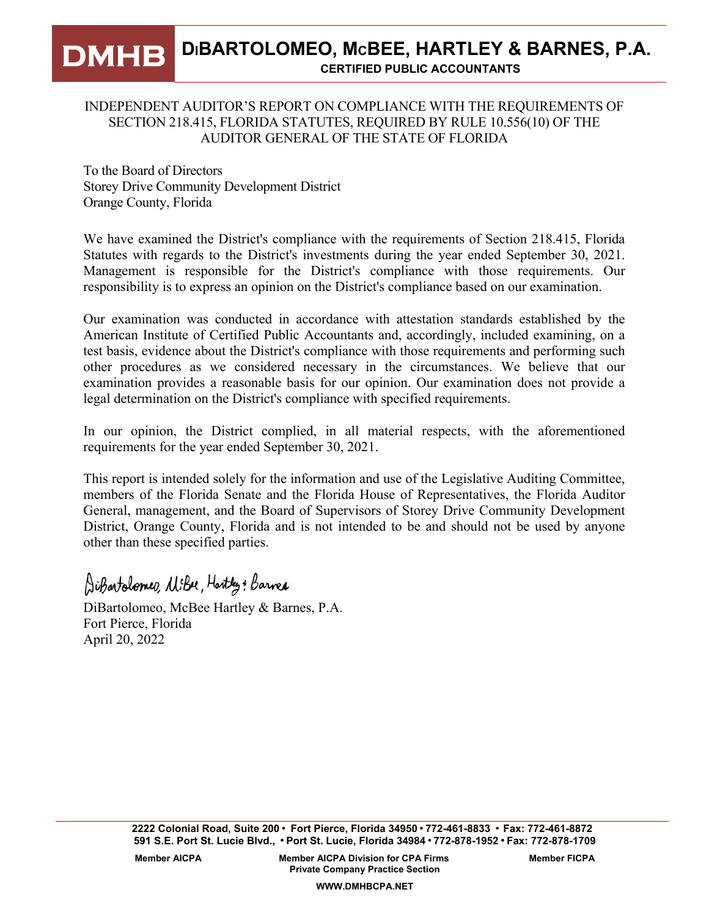# DiBARTOLOMEO, McBEE, HARTLEY & BARNES, P.A.

**CERTIFIED PUBLIC ACCOUNTANTS**

INDEPENDENT AUDITOR'S REPORT ON COMPLIANCE WITH THE REQUIREMENTS OF SECTION 218.415, FLORIDA STATUTES, REQUIRED BY RULE 10.556(10) OF THE AUDITOR GENERAL OF THE STATE OF FLORIDA

To the Board of Directors
Storey Drive Community Development District
Orange County, Florida

We have examined the District's compliance with the requirements of Section 218.415, Florida Statutes with regards to the District's investments during the year ended September 30, 2021. Management is responsible for the District's compliance with those requirements. Our responsibility is to express an opinion on the District's compliance based on our examination.

Our examination was conducted in accordance with attestation standards established by the American Institute of Certified Public Accountants and, accordingly, included examining, on a test basis, evidence about the District's compliance with those requirements and performing such other procedures as we considered necessary in the circumstances. We believe that our examination provides a reasonable basis for our opinion. Our examination does not provide a legal determination on the District's compliance with specified requirements.

In our opinion, the District complied, in all material respects, with the aforementioned requirements for the year ended September 30, 2021.

This report is intended solely for the information and use of the Legislative Auditing Committee, members of the Florida Senate and the Florida House of Representatives, the Florida Auditor General, management, and the Board of Supervisors of Storey Drive Community Development District, Orange County, Florida and is not intended to be and should not be used by anyone other than these specified parties.

*DiBartolomeo, McBee, Hartley & Barnes*

DiBartolomeo, McBee Hartley & Barnes, P.A.
Fort Pierce, Florida
April 20, 2022

**2222 Colonial Road, Suite 200 • Fort Pierce, Florida 34950 • 772-461-8833 • Fax: 772-461-8872**
**591 S.E. Port St. Lucie Blvd., • Port St. Lucie, Florida 34984 • 772-878-1952 • Fax: 772-878-1709**

**Member AICPA** | **Member AICPA Division for CPA Firms Private Company Practice Section** | **Member FICPA**

**WWW.DMHBCPA.NET**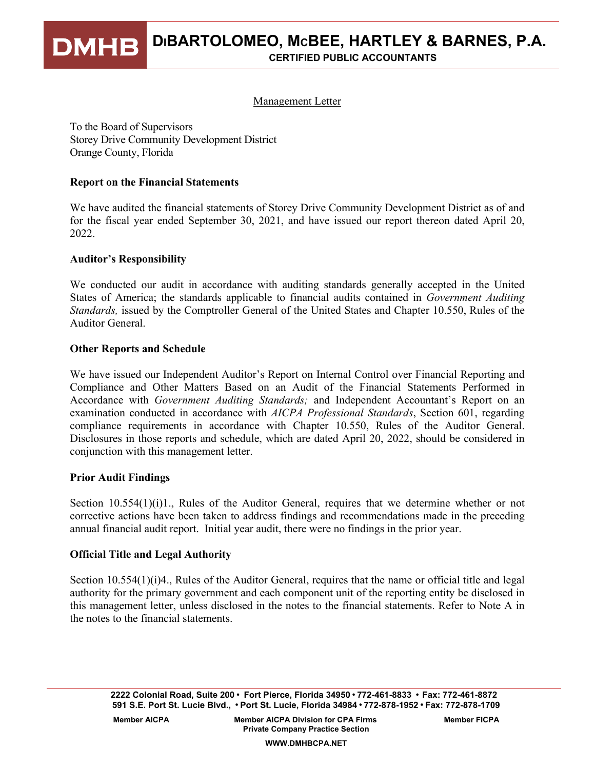**DMHB** **DiBARTOLOMEO, McBEE, HARTLEY & BARNES, P.A.**
**CERTIFIED PUBLIC ACCOUNTANTS**

Management Letter

To the Board of Supervisors
Storey Drive Community Development District
Orange County, Florida

**Report on the Financial Statements**

We have audited the financial statements of Storey Drive Community Development District as of and for the fiscal year ended September 30, 2021, and have issued our report thereon dated April 20, 2022.

**Auditor's Responsibility**

We conducted our audit in accordance with auditing standards generally accepted in the United States of America; the standards applicable to financial audits contained in *Government Auditing Standards,* issued by the Comptroller General of the United States and Chapter 10.550, Rules of the Auditor General.

**Other Reports and Schedule**

We have issued our Independent Auditor's Report on Internal Control over Financial Reporting and Compliance and Other Matters Based on an Audit of the Financial Statements Performed in Accordance with *Government Auditing Standards;* and Independent Accountant's Report on an examination conducted in accordance with *AICPA Professional Standards*, Section 601, regarding compliance requirements in accordance with Chapter 10.550, Rules of the Auditor General. Disclosures in those reports and schedule, which are dated April 20, 2022, should be considered in conjunction with this management letter.

**Prior Audit Findings**

Section 10.554(1)(i)1., Rules of the Auditor General, requires that we determine whether or not corrective actions have been taken to address findings and recommendations made in the preceding annual financial audit report. Initial year audit, there were no findings in the prior year.

**Official Title and Legal Authority**

Section 10.554(1)(i)4., Rules of the Auditor General, requires that the name or official title and legal authority for the primary government and each component unit of the reporting entity be disclosed in this management letter, unless disclosed in the notes to the financial statements. Refer to Note A in the notes to the financial statements.

**2222 Colonial Road, Suite 200 • Fort Pierce, Florida 34950 • 772-461-8833 • Fax: 772-461-8872**
**591 S.E. Port St. Lucie Blvd., • Port St. Lucie, Florida 34984 • 772-878-1952 • Fax: 772-878-1709**

**Member AICPA** **Member AICPA Division for CPA Firms Private Company Practice Section** **Member FICPA**

**WWW.DMHBCPA.NET**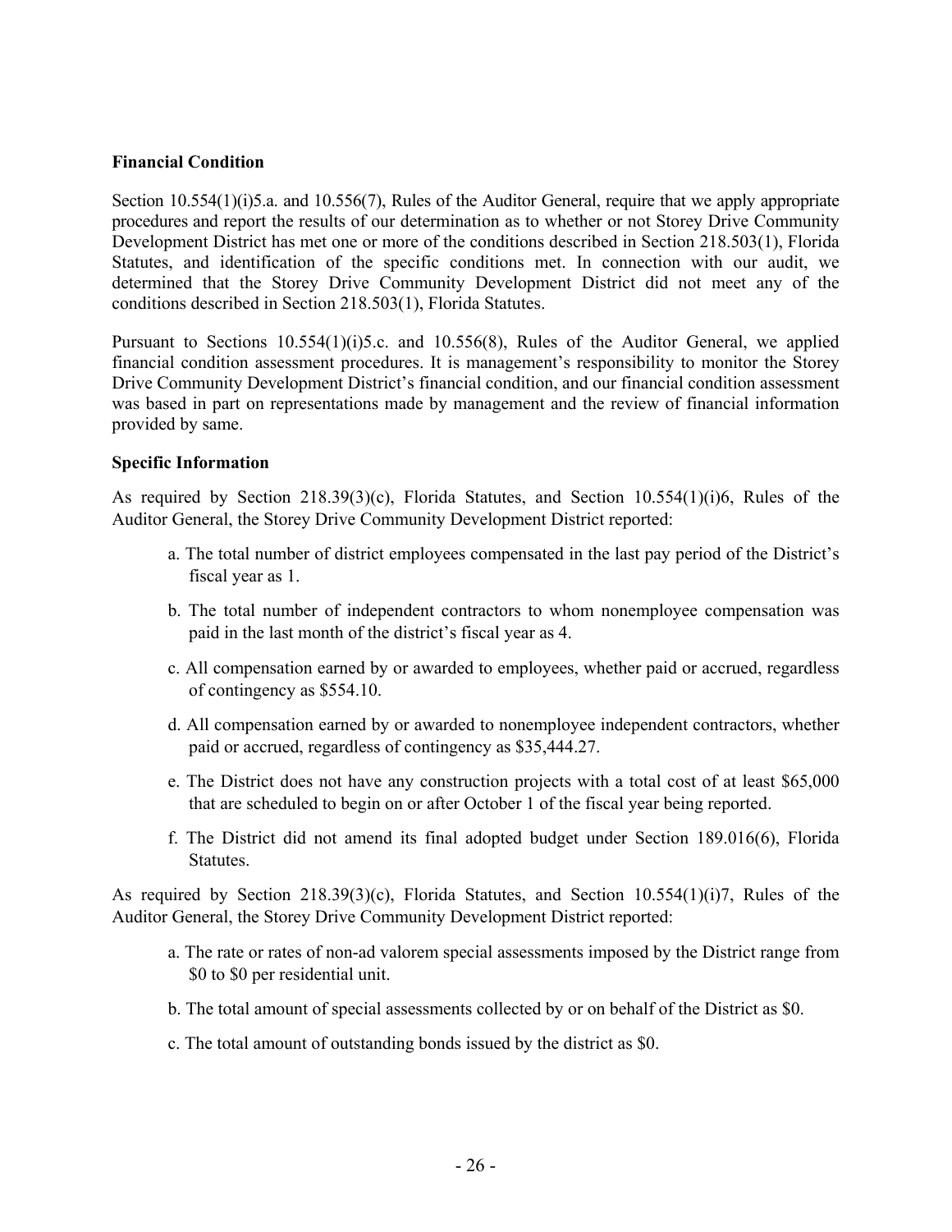**Financial Condition**

Section 10.554(1)(i)5.a. and 10.556(7), Rules of the Auditor General, require that we apply appropriate procedures and report the results of our determination as to whether or not Storey Drive Community Development District has met one or more of the conditions described in Section 218.503(1), Florida Statutes, and identification of the specific conditions met. In connection with our audit, we determined that the Storey Drive Community Development District did not meet any of the conditions described in Section 218.503(1), Florida Statutes.

Pursuant to Sections 10.554(1)(i)5.c. and 10.556(8), Rules of the Auditor General, we applied financial condition assessment procedures. It is management's responsibility to monitor the Storey Drive Community Development District's financial condition, and our financial condition assessment was based in part on representations made by management and the review of financial information provided by same.

**Specific Information**

As required by Section 218.39(3)(c), Florida Statutes, and Section 10.554(1)(i)6, Rules of the Auditor General, the Storey Drive Community Development District reported:

a. The total number of district employees compensated in the last pay period of the District's fiscal year as 1.

b. The total number of independent contractors to whom nonemployee compensation was paid in the last month of the district's fiscal year as 4.

c. All compensation earned by or awarded to employees, whether paid or accrued, regardless of contingency as $554.10.

d. All compensation earned by or awarded to nonemployee independent contractors, whether paid or accrued, regardless of contingency as $35,444.27.

e. The District does not have any construction projects with a total cost of at least $65,000 that are scheduled to begin on or after October 1 of the fiscal year being reported.

f. The District did not amend its final adopted budget under Section 189.016(6), Florida Statutes.

As required by Section 218.39(3)(c), Florida Statutes, and Section 10.554(1)(i)7, Rules of the Auditor General, the Storey Drive Community Development District reported:

a. The rate or rates of non-ad valorem special assessments imposed by the District range from $0 to $0 per residential unit.

b. The total amount of special assessments collected by or on behalf of the District as $0.

c. The total amount of outstanding bonds issued by the district as $0.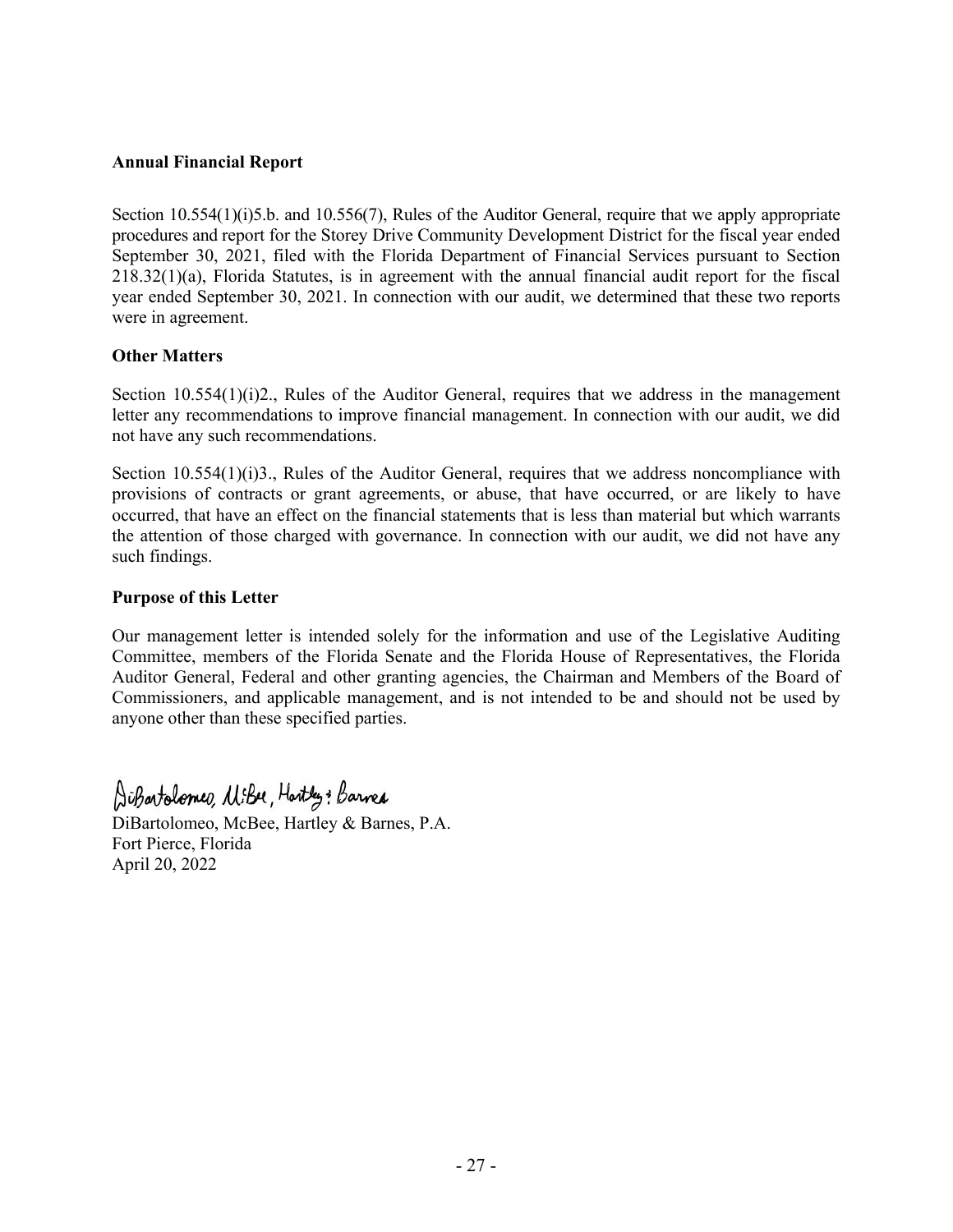**Annual Financial Report**

Section 10.554(1)(i)5.b. and 10.556(7), Rules of the Auditor General, require that we apply appropriate procedures and report for the Storey Drive Community Development District for the fiscal year ended September 30, 2021, filed with the Florida Department of Financial Services pursuant to Section 218.32(1)(a), Florida Statutes, is in agreement with the annual financial audit report for the fiscal year ended September 30, 2021. In connection with our audit, we determined that these two reports were in agreement.

**Other Matters**

Section 10.554(1)(i)2., Rules of the Auditor General, requires that we address in the management letter any recommendations to improve financial management. In connection with our audit, we did not have any such recommendations.

Section 10.554(1)(i)3., Rules of the Auditor General, requires that we address noncompliance with provisions of contracts or grant agreements, or abuse, that have occurred, or are likely to have occurred, that have an effect on the financial statements that is less than material but which warrants the attention of those charged with governance. In connection with our audit, we did not have any such findings.

**Purpose of this Letter**

Our management letter is intended solely for the information and use of the Legislative Auditing Committee, members of the Florida Senate and the Florida House of Representatives, the Florida Auditor General, Federal and other granting agencies, the Chairman and Members of the Board of Commissioners, and applicable management, and is not intended to be and should not be used by anyone other than these specified parties.

DiBartolomeo, McBee, Hartley & Barnes

DiBartolomeo, McBee, Hartley & Barnes, P.A.
Fort Pierce, Florida
April 20, 2022